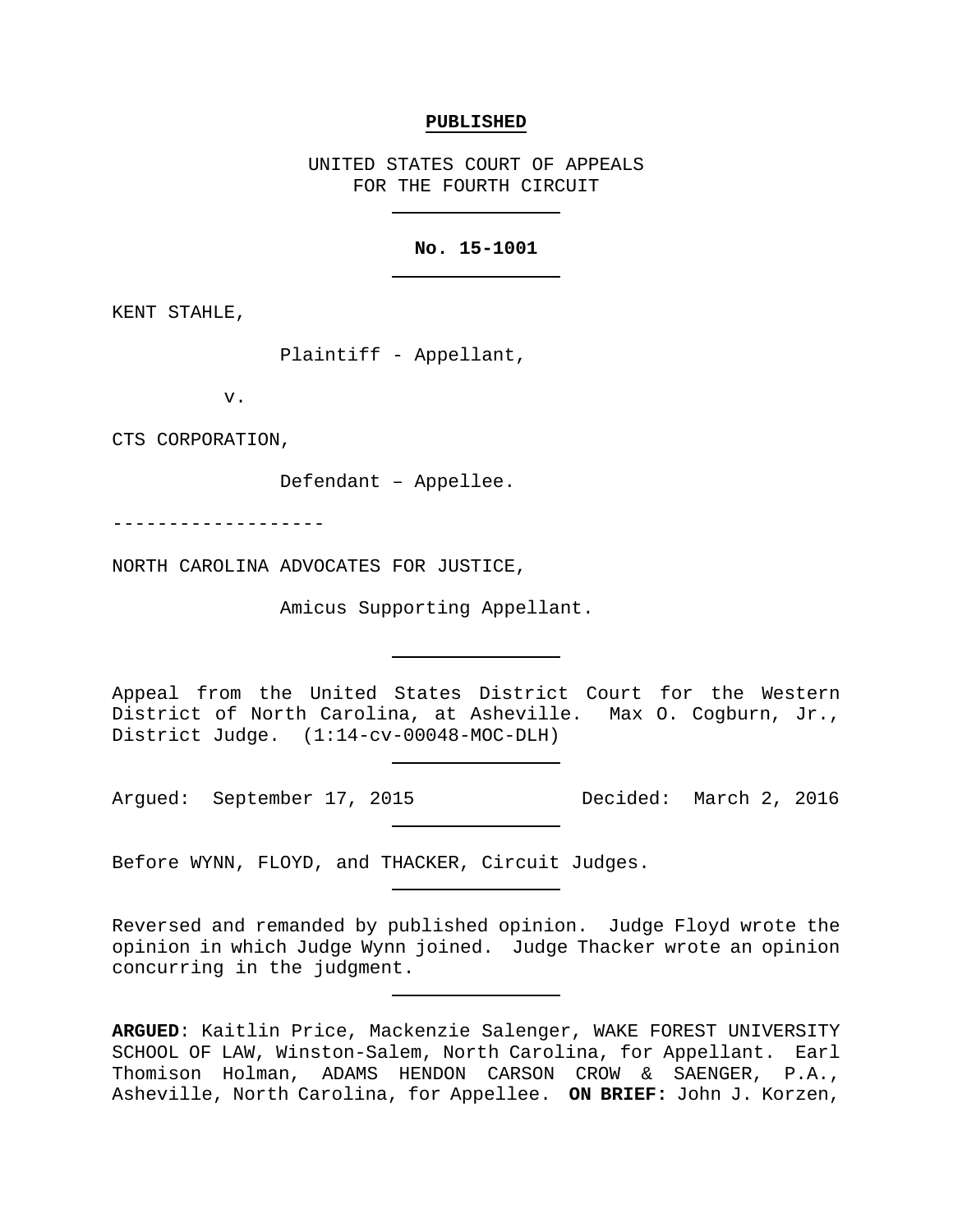**PUBLISHED**

UNITED STATES COURT OF APPEALS
FOR THE FOURTH CIRCUIT

---

**No. 15-1001**

---

KENT STAHLE,

Plaintiff - Appellant,

v.

CTS CORPORATION,

Defendant – Appellee.

-------------------

NORTH CAROLINA ADVOCATES FOR JUSTICE,

Amicus Supporting Appellant.

---

Appeal from the United States District Court for the Western District of North Carolina, at Asheville. Max O. Cogburn, Jr., District Judge. (1:14-cv-00048-MOC-DLH)

---

Argued: September 17, 2015 Decided: March 2, 2016

---

Before WYNN, FLOYD, and THACKER, Circuit Judges.

---

Reversed and remanded by published opinion. Judge Floyd wrote the opinion in which Judge Wynn joined. Judge Thacker wrote an opinion concurring in the judgment.

---

**ARGUED**: Kaitlin Price, Mackenzie Salenger, WAKE FOREST UNIVERSITY SCHOOL OF LAW, Winston-Salem, North Carolina, for Appellant. Earl Thomison Holman, ADAMS HENDON CARSON CROW & SAENGER, P.A., Asheville, North Carolina, for Appellee. **ON BRIEF:** John J. Korzen,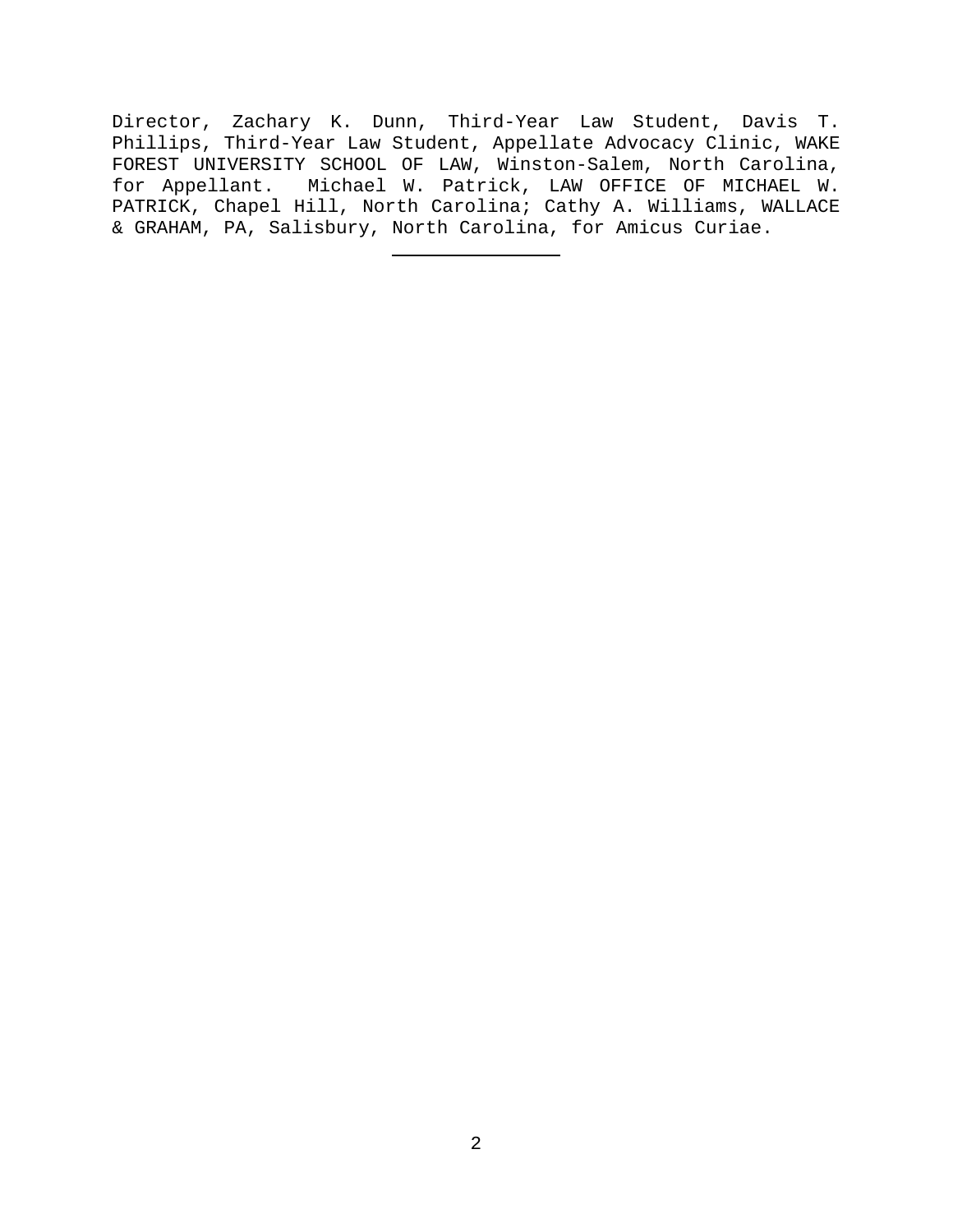Director, Zachary K. Dunn, Third-Year Law Student, Davis T. Phillips, Third-Year Law Student, Appellate Advocacy Clinic, WAKE FOREST UNIVERSITY SCHOOL OF LAW, Winston-Salem, North Carolina, for Appellant. Michael W. Patrick, LAW OFFICE OF MICHAEL W. PATRICK, Chapel Hill, North Carolina; Cathy A. Williams, WALLACE & GRAHAM, PA, Salisbury, North Carolina, for Amicus Curiae.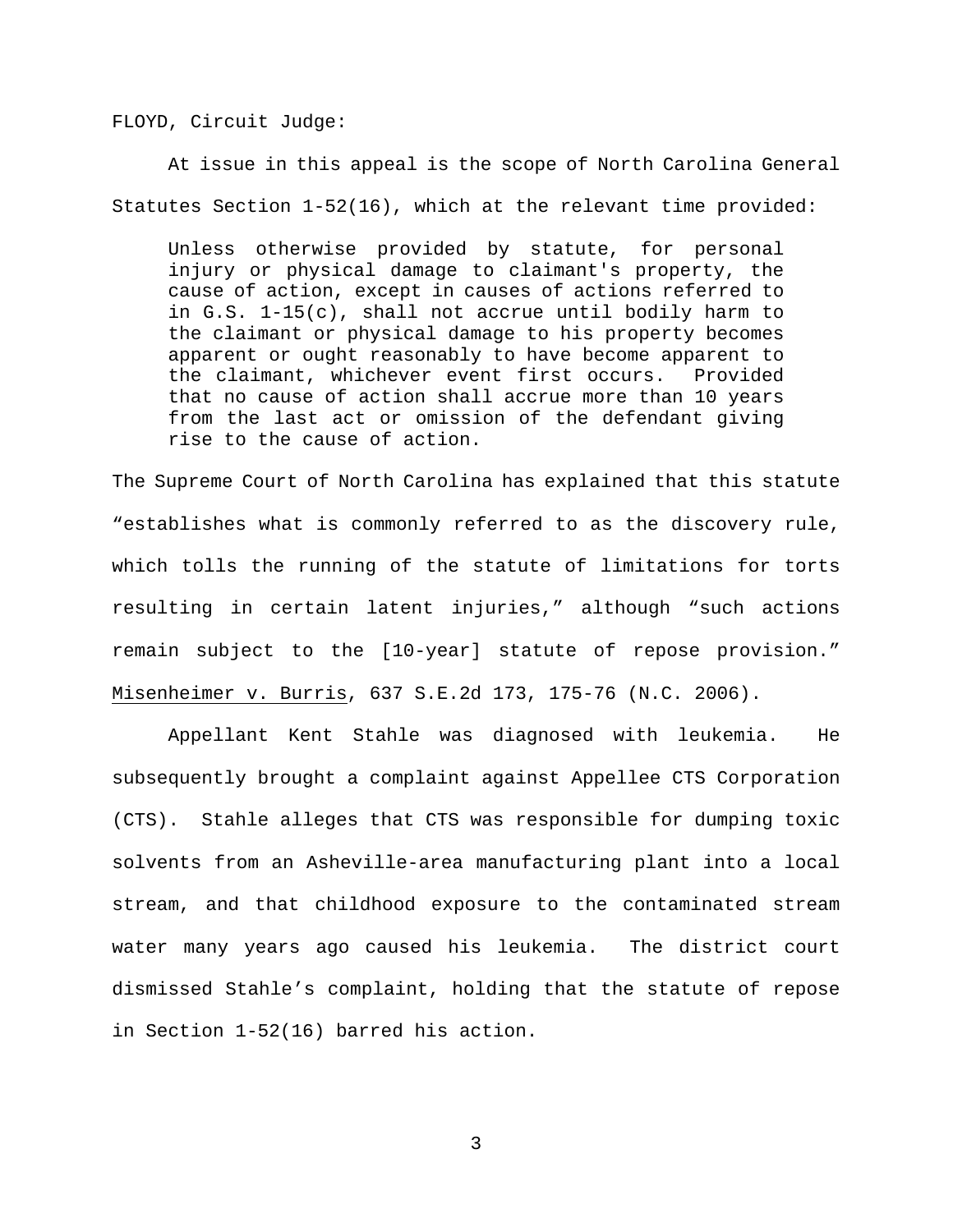FLOYD, Circuit Judge:

At issue in this appeal is the scope of North Carolina General Statutes Section 1-52(16), which at the relevant time provided:

> Unless otherwise provided by statute, for personal injury or physical damage to claimant's property, the cause of action, except in causes of actions referred to in G.S. 1-15(c), shall not accrue until bodily harm to the claimant or physical damage to his property becomes apparent or ought reasonably to have become apparent to the claimant, whichever event first occurs. Provided that no cause of action shall accrue more than 10 years from the last act or omission of the defendant giving rise to the cause of action.

The Supreme Court of North Carolina has explained that this statute "establishes what is commonly referred to as the discovery rule, which tolls the running of the statute of limitations for torts resulting in certain latent injuries," although "such actions remain subject to the [10-year] statute of repose provision." Misenheimer v. Burris, 637 S.E.2d 173, 175-76 (N.C. 2006).

Appellant Kent Stahle was diagnosed with leukemia. He subsequently brought a complaint against Appellee CTS Corporation (CTS). Stahle alleges that CTS was responsible for dumping toxic solvents from an Asheville-area manufacturing plant into a local stream, and that childhood exposure to the contaminated stream water many years ago caused his leukemia. The district court dismissed Stahle's complaint, holding that the statute of repose in Section 1-52(16) barred his action.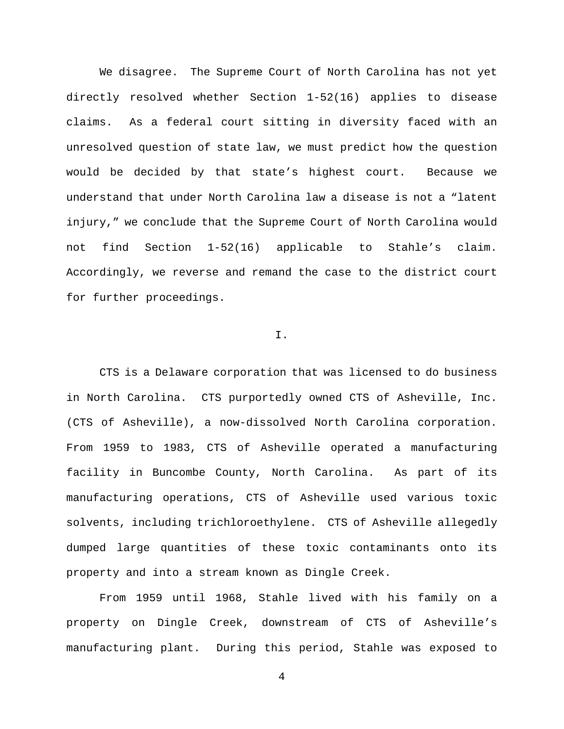We disagree. The Supreme Court of North Carolina has not yet directly resolved whether Section 1-52(16) applies to disease claims. As a federal court sitting in diversity faced with an unresolved question of state law, we must predict how the question would be decided by that state's highest court. Because we understand that under North Carolina law a disease is not a "latent injury," we conclude that the Supreme Court of North Carolina would not find Section 1-52(16) applicable to Stahle's claim. Accordingly, we reverse and remand the case to the district court for further proceedings.

## I.

CTS is a Delaware corporation that was licensed to do business in North Carolina. CTS purportedly owned CTS of Asheville, Inc. (CTS of Asheville), a now-dissolved North Carolina corporation. From 1959 to 1983, CTS of Asheville operated a manufacturing facility in Buncombe County, North Carolina. As part of its manufacturing operations, CTS of Asheville used various toxic solvents, including trichloroethylene. CTS of Asheville allegedly dumped large quantities of these toxic contaminants onto its property and into a stream known as Dingle Creek.

From 1959 until 1968, Stahle lived with his family on a property on Dingle Creek, downstream of CTS of Asheville's manufacturing plant. During this period, Stahle was exposed to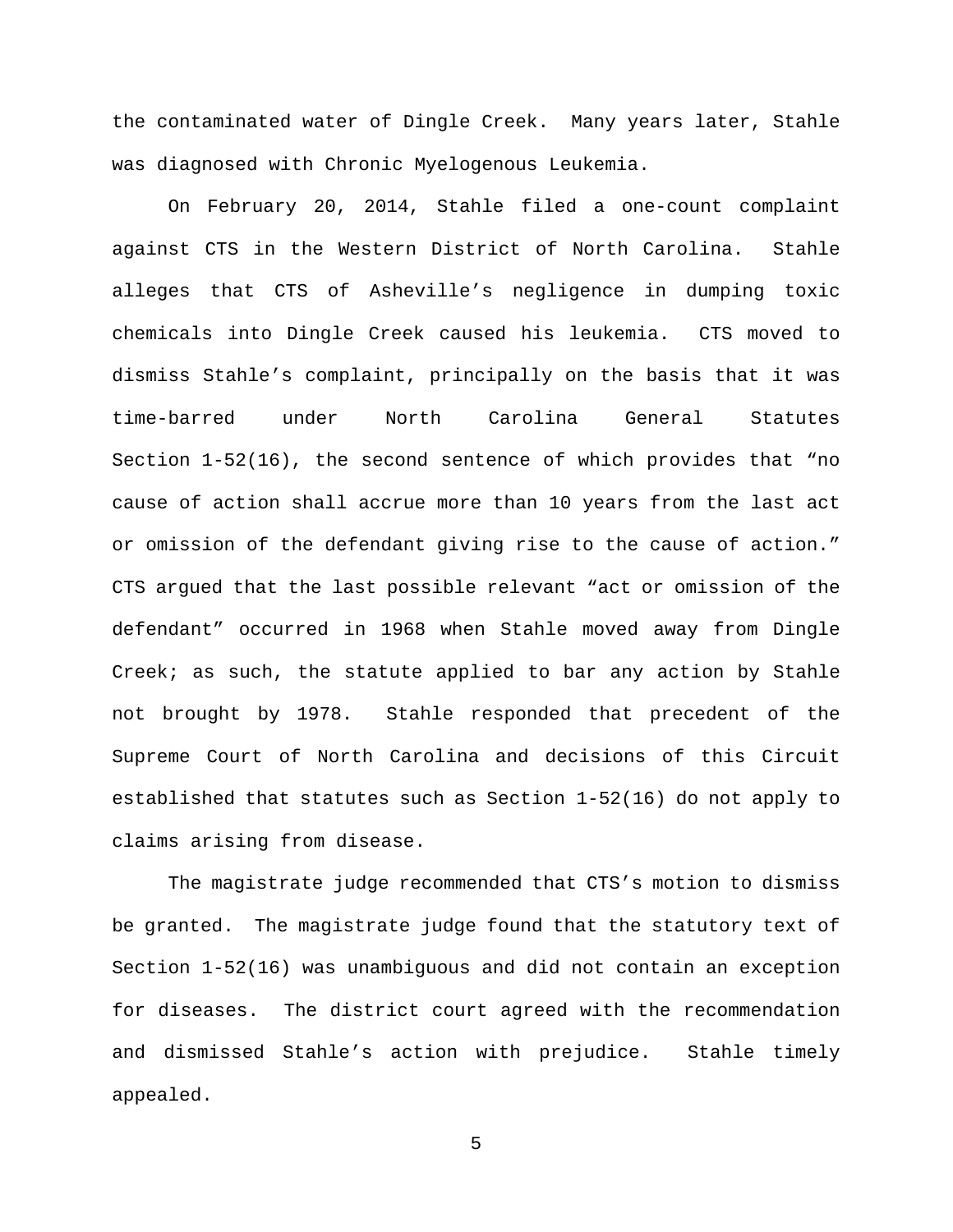the contaminated water of Dingle Creek. Many years later, Stahle was diagnosed with Chronic Myelogenous Leukemia.

On February 20, 2014, Stahle filed a one-count complaint against CTS in the Western District of North Carolina. Stahle alleges that CTS of Asheville's negligence in dumping toxic chemicals into Dingle Creek caused his leukemia. CTS moved to dismiss Stahle's complaint, principally on the basis that it was time-barred under North Carolina General Statutes Section 1-52(16), the second sentence of which provides that "no cause of action shall accrue more than 10 years from the last act or omission of the defendant giving rise to the cause of action." CTS argued that the last possible relevant "act or omission of the defendant" occurred in 1968 when Stahle moved away from Dingle Creek; as such, the statute applied to bar any action by Stahle not brought by 1978. Stahle responded that precedent of the Supreme Court of North Carolina and decisions of this Circuit established that statutes such as Section 1-52(16) do not apply to claims arising from disease.

The magistrate judge recommended that CTS's motion to dismiss be granted. The magistrate judge found that the statutory text of Section 1-52(16) was unambiguous and did not contain an exception for diseases. The district court agreed with the recommendation and dismissed Stahle's action with prejudice. Stahle timely appealed.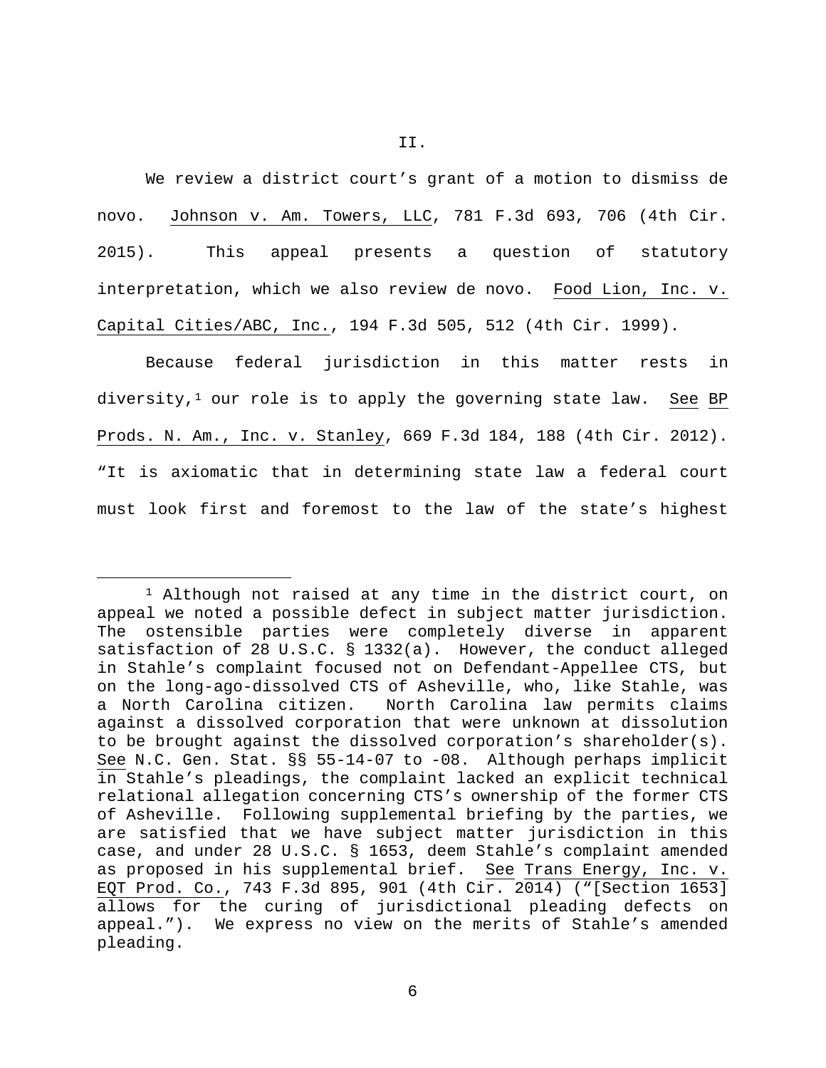## II.

We review a district court's grant of a motion to dismiss de novo. Johnson v. Am. Towers, LLC, 781 F.3d 693, 706 (4th Cir. 2015). This appeal presents a question of statutory interpretation, which we also review de novo. Food Lion, Inc. v. Capital Cities/ABC, Inc., 194 F.3d 505, 512 (4th Cir. 1999).

Because federal jurisdiction in this matter rests in diversity,[1] our role is to apply the governing state law. See BP Prods. N. Am., Inc. v. Stanley, 669 F.3d 184, 188 (4th Cir. 2012). "It is axiomatic that in determining state law a federal court must look first and foremost to the law of the state's highest

---

[1] Although not raised at any time in the district court, on appeal we noted a possible defect in subject matter jurisdiction. The ostensible parties were completely diverse in apparent satisfaction of 28 U.S.C. § 1332(a). However, the conduct alleged in Stahle's complaint focused not on Defendant-Appellee CTS, but on the long-ago-dissolved CTS of Asheville, who, like Stahle, was a North Carolina citizen. North Carolina law permits claims against a dissolved corporation that were unknown at dissolution to be brought against the dissolved corporation's shareholder(s). See N.C. Gen. Stat. §§ 55-14-07 to -08. Although perhaps implicit in Stahle's pleadings, the complaint lacked an explicit technical relational allegation concerning CTS's ownership of the former CTS of Asheville. Following supplemental briefing by the parties, we are satisfied that we have subject matter jurisdiction in this case, and under 28 U.S.C. § 1653, deem Stahle's complaint amended as proposed in his supplemental brief. See Trans Energy, Inc. v. EQT Prod. Co., 743 F.3d 895, 901 (4th Cir. 2014) ("[Section 1653] allows for the curing of jurisdictional pleading defects on appeal."). We express no view on the merits of Stahle's amended pleading.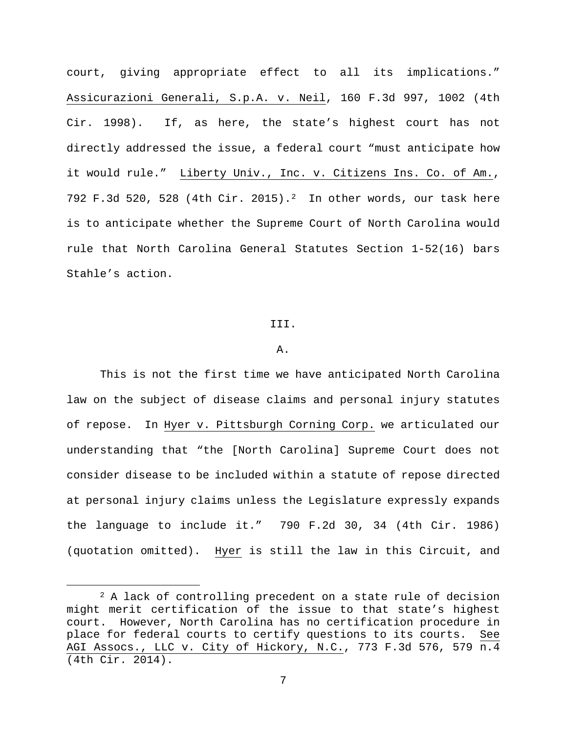court, giving appropriate effect to all its implications." Assicurazioni Generali, S.p.A. v. Neil, 160 F.3d 997, 1002 (4th Cir. 1998). If, as here, the state's highest court has not directly addressed the issue, a federal court "must anticipate how it would rule." Liberty Univ., Inc. v. Citizens Ins. Co. of Am., 792 F.3d 520, 528 (4th Cir. 2015).[2] In other words, our task here is to anticipate whether the Supreme Court of North Carolina would rule that North Carolina General Statutes Section 1-52(16) bars Stahle's action.

III.

A.

This is not the first time we have anticipated North Carolina law on the subject of disease claims and personal injury statutes of repose. In Hyer v. Pittsburgh Corning Corp. we articulated our understanding that "the [North Carolina] Supreme Court does not consider disease to be included within a statute of repose directed at personal injury claims unless the Legislature expressly expands the language to include it." 790 F.2d 30, 34 (4th Cir. 1986) (quotation omitted). Hyer is still the law in this Circuit, and

[2] A lack of controlling precedent on a state rule of decision might merit certification of the issue to that state's highest court. However, North Carolina has no certification procedure in place for federal courts to certify questions to its courts. See AGI Assocs., LLC v. City of Hickory, N.C., 773 F.3d 576, 579 n.4 (4th Cir. 2014).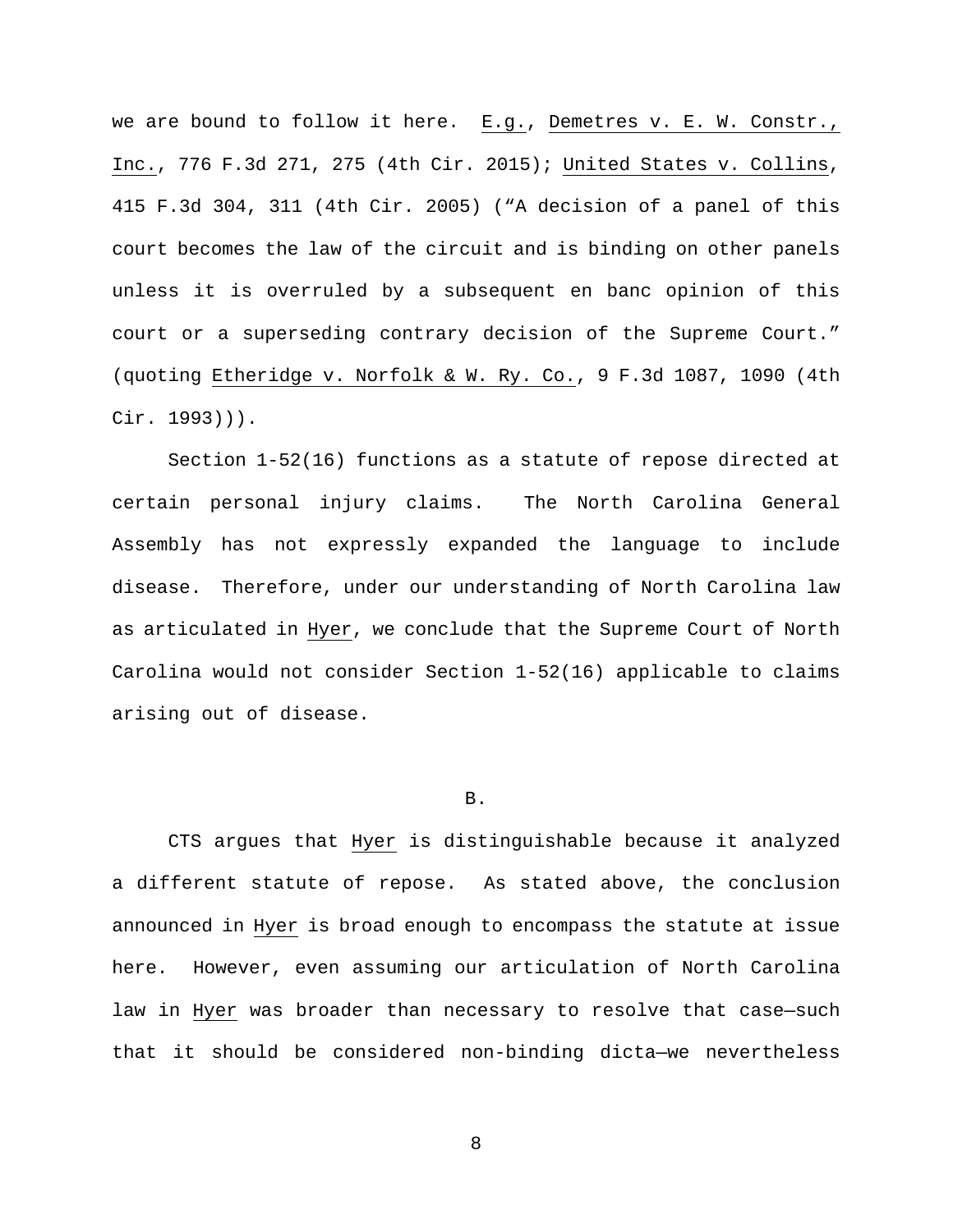we are bound to follow it here. E.g., Demetres v. E. W. Constr., Inc., 776 F.3d 271, 275 (4th Cir. 2015); United States v. Collins, 415 F.3d 304, 311 (4th Cir. 2005) ("A decision of a panel of this court becomes the law of the circuit and is binding on other panels unless it is overruled by a subsequent en banc opinion of this court or a superseding contrary decision of the Supreme Court." (quoting Etheridge v. Norfolk & W. Ry. Co., 9 F.3d 1087, 1090 (4th Cir. 1993))).

Section 1-52(16) functions as a statute of repose directed at certain personal injury claims. The North Carolina General Assembly has not expressly expanded the language to include disease. Therefore, under our understanding of North Carolina law as articulated in Hyer, we conclude that the Supreme Court of North Carolina would not consider Section 1-52(16) applicable to claims arising out of disease.

B.

CTS argues that Hyer is distinguishable because it analyzed a different statute of repose. As stated above, the conclusion announced in Hyer is broad enough to encompass the statute at issue here. However, even assuming our articulation of North Carolina law in Hyer was broader than necessary to resolve that case—such that it should be considered non-binding dicta—we nevertheless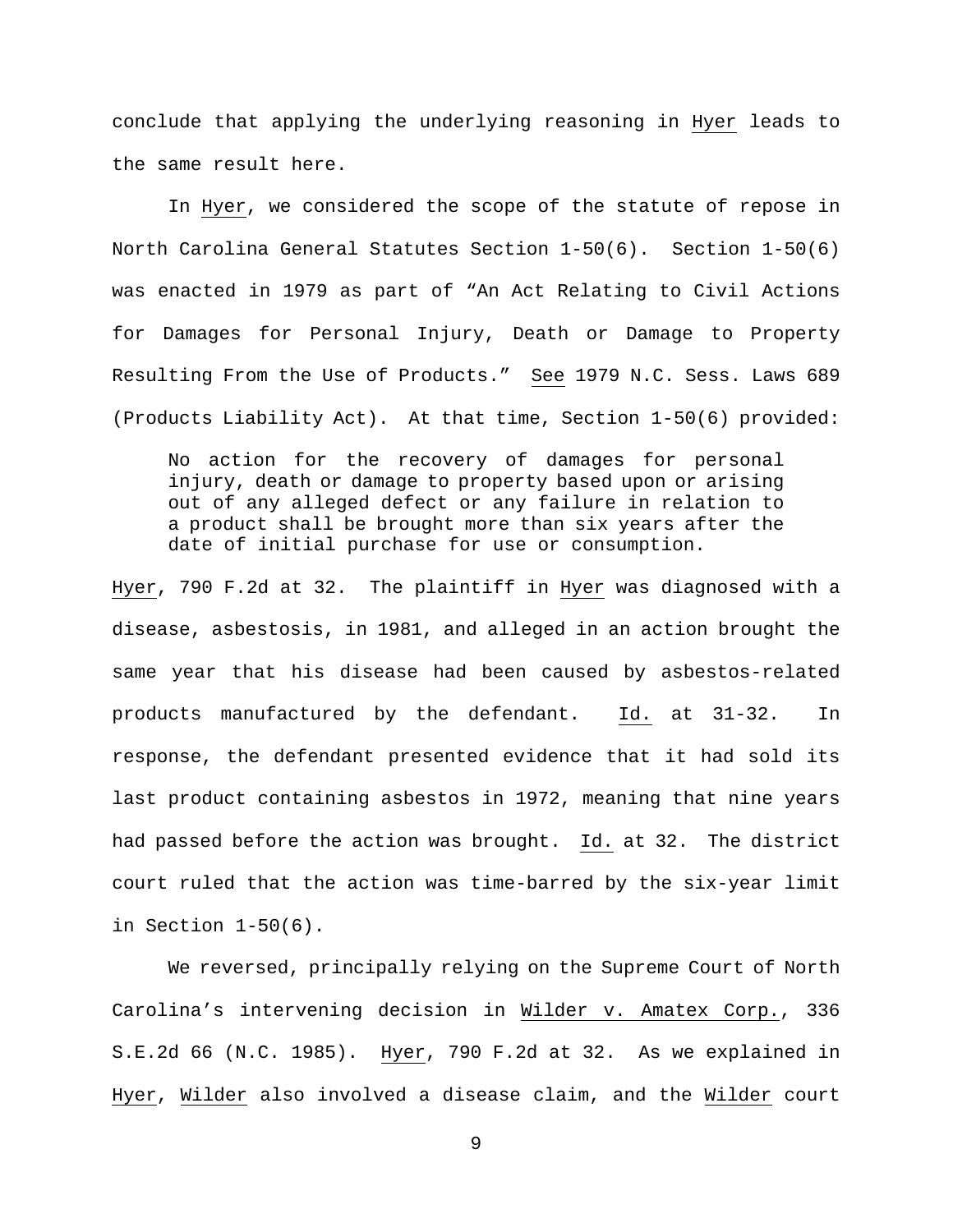conclude that applying the underlying reasoning in Hyer leads to the same result here.

In Hyer, we considered the scope of the statute of repose in North Carolina General Statutes Section 1-50(6). Section 1-50(6) was enacted in 1979 as part of "An Act Relating to Civil Actions for Damages for Personal Injury, Death or Damage to Property Resulting From the Use of Products." See 1979 N.C. Sess. Laws 689 (Products Liability Act). At that time, Section 1-50(6) provided:

> No action for the recovery of damages for personal injury, death or damage to property based upon or arising out of any alleged defect or any failure in relation to a product shall be brought more than six years after the date of initial purchase for use or consumption.

Hyer, 790 F.2d at 32. The plaintiff in Hyer was diagnosed with a disease, asbestosis, in 1981, and alleged in an action brought the same year that his disease had been caused by asbestos-related products manufactured by the defendant. Id. at 31-32. In response, the defendant presented evidence that it had sold its last product containing asbestos in 1972, meaning that nine years had passed before the action was brought. Id. at 32. The district court ruled that the action was time-barred by the six-year limit in Section 1-50(6).

We reversed, principally relying on the Supreme Court of North Carolina's intervening decision in Wilder v. Amatex Corp., 336 S.E.2d 66 (N.C. 1985). Hyer, 790 F.2d at 32. As we explained in Hyer, Wilder also involved a disease claim, and the Wilder court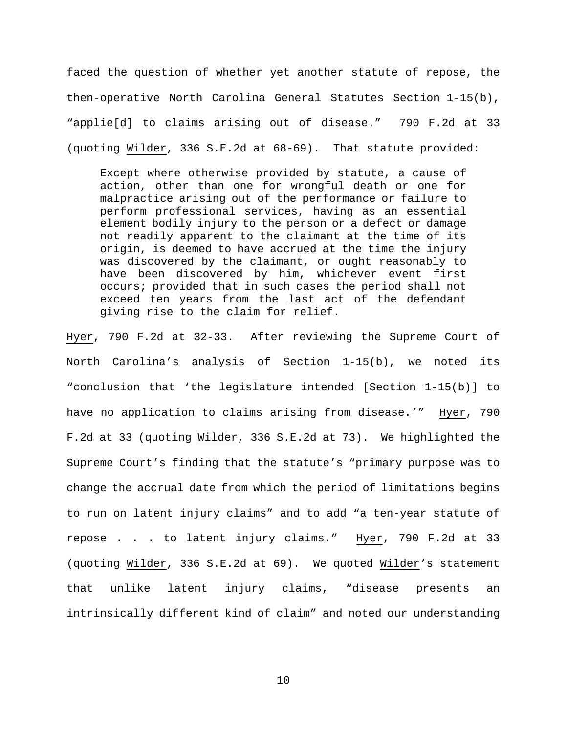faced the question of whether yet another statute of repose, the then-operative North Carolina General Statutes Section 1-15(b), "applie[d] to claims arising out of disease." 790 F.2d at 33 (quoting Wilder, 336 S.E.2d at 68-69). That statute provided:

> Except where otherwise provided by statute, a cause of action, other than one for wrongful death or one for malpractice arising out of the performance or failure to perform professional services, having as an essential element bodily injury to the person or a defect or damage not readily apparent to the claimant at the time of its origin, is deemed to have accrued at the time the injury was discovered by the claimant, or ought reasonably to have been discovered by him, whichever event first occurs; provided that in such cases the period shall not exceed ten years from the last act of the defendant giving rise to the claim for relief.

Hyer, 790 F.2d at 32-33. After reviewing the Supreme Court of North Carolina's analysis of Section 1-15(b), we noted its "conclusion that 'the legislature intended [Section 1-15(b)] to have no application to claims arising from disease.'" Hyer, 790 F.2d at 33 (quoting Wilder, 336 S.E.2d at 73). We highlighted the Supreme Court's finding that the statute's "primary purpose was to change the accrual date from which the period of limitations begins to run on latent injury claims" and to add "a ten-year statute of repose . . . to latent injury claims." Hyer, 790 F.2d at 33 (quoting Wilder, 336 S.E.2d at 69). We quoted Wilder's statement that unlike latent injury claims, "disease presents an intrinsically different kind of claim" and noted our understanding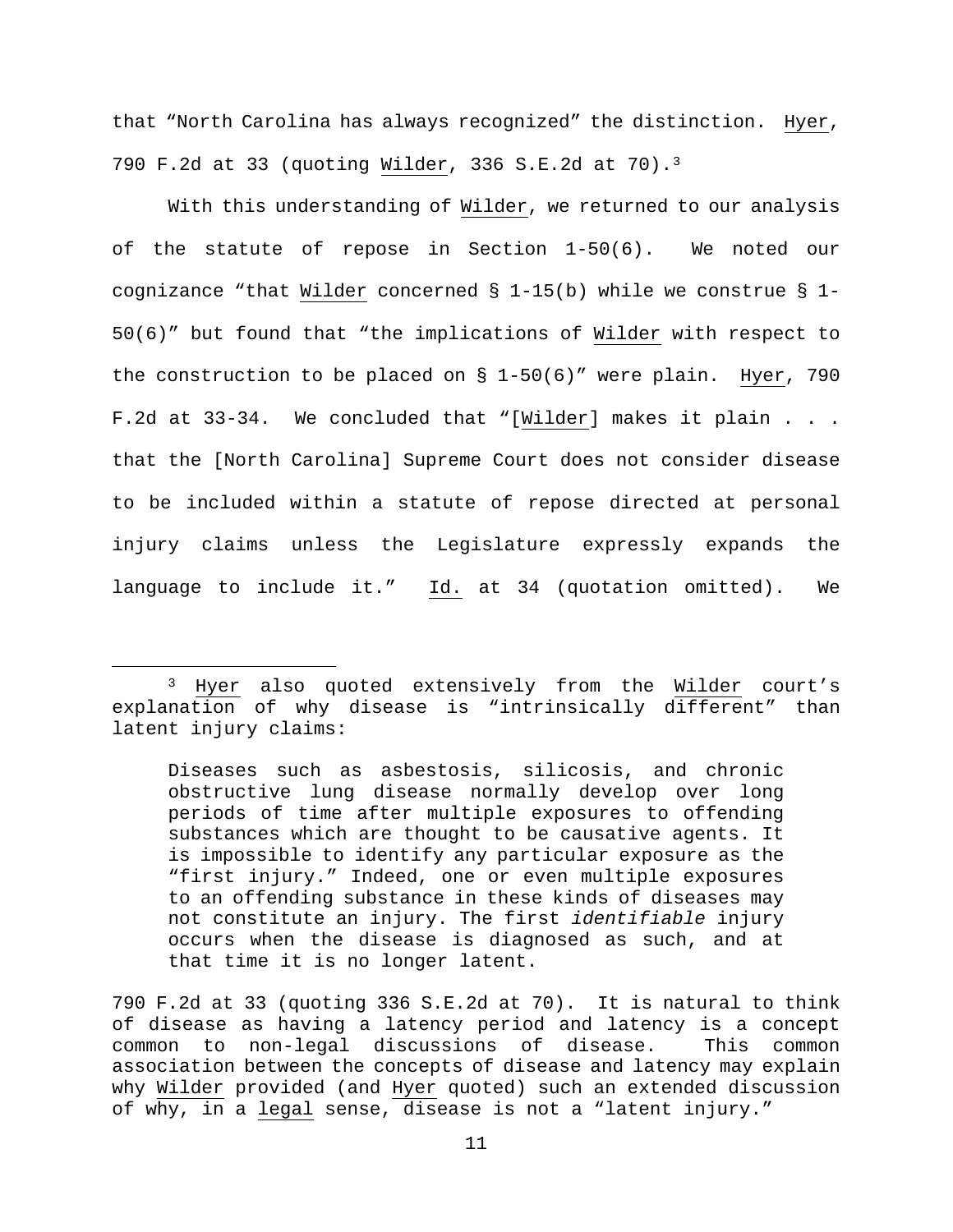that "North Carolina has always recognized" the distinction. Hyer, 790 F.2d at 33 (quoting Wilder, 336 S.E.2d at 70).[3]

With this understanding of Wilder, we returned to our analysis of the statute of repose in Section 1-50(6). We noted our cognizance "that Wilder concerned § 1-15(b) while we construe § 1-50(6)" but found that "the implications of Wilder with respect to the construction to be placed on § 1-50(6)" were plain. Hyer, 790 F.2d at 33-34. We concluded that "[Wilder] makes it plain . . . that the [North Carolina] Supreme Court does not consider disease to be included within a statute of repose directed at personal injury claims unless the Legislature expressly expands the language to include it." Id. at 34 (quotation omitted). We

---

[3] Hyer also quoted extensively from the Wilder court's explanation of why disease is "intrinsically different" than latent injury claims:

> Diseases such as asbestosis, silicosis, and chronic obstructive lung disease normally develop over long periods of time after multiple exposures to offending substances which are thought to be causative agents. It is impossible to identify any particular exposure as the "first injury." Indeed, one or even multiple exposures to an offending substance in these kinds of diseases may not constitute an injury. The first *identifiable* injury occurs when the disease is diagnosed as such, and at that time it is no longer latent.

790 F.2d at 33 (quoting 336 S.E.2d at 70). It is natural to think of disease as having a latency period and latency is a concept common to non-legal discussions of disease. This common association between the concepts of disease and latency may explain why Wilder provided (and Hyer quoted) such an extended discussion of why, in a legal sense, disease is not a "latent injury."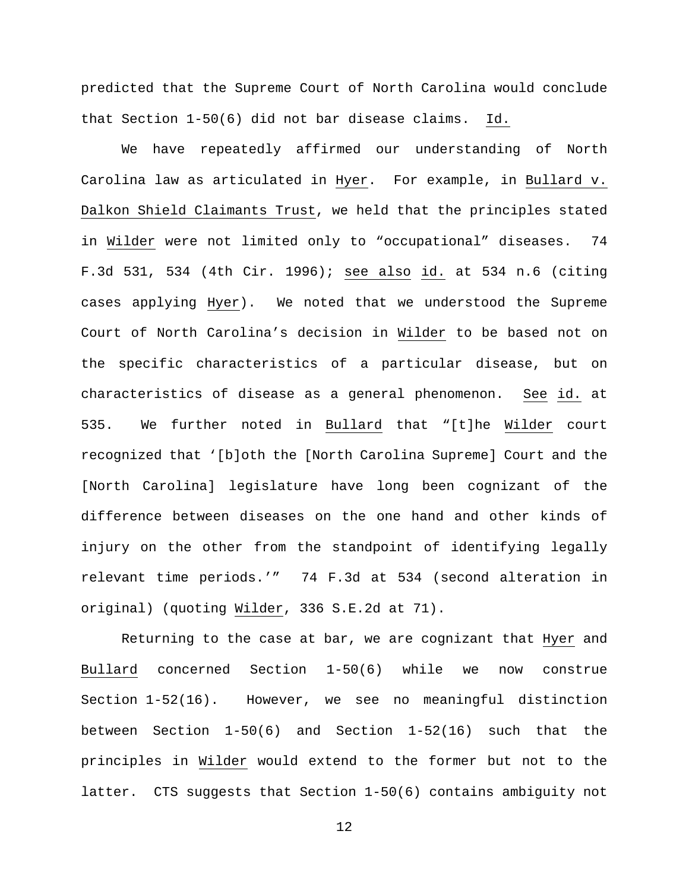predicted that the Supreme Court of North Carolina would conclude that Section 1-50(6) did not bar disease claims. Id.

We have repeatedly affirmed our understanding of North Carolina law as articulated in Hyer. For example, in Bullard v. Dalkon Shield Claimants Trust, we held that the principles stated in Wilder were not limited only to "occupational" diseases. 74 F.3d 531, 534 (4th Cir. 1996); see also id. at 534 n.6 (citing cases applying Hyer). We noted that we understood the Supreme Court of North Carolina's decision in Wilder to be based not on the specific characteristics of a particular disease, but on characteristics of disease as a general phenomenon. See id. at 535. We further noted in Bullard that "[t]he Wilder court recognized that '[b]oth the [North Carolina Supreme] Court and the [North Carolina] legislature have long been cognizant of the difference between diseases on the one hand and other kinds of injury on the other from the standpoint of identifying legally relevant time periods.'" 74 F.3d at 534 (second alteration in original) (quoting Wilder, 336 S.E.2d at 71).

Returning to the case at bar, we are cognizant that Hyer and Bullard concerned Section 1-50(6) while we now construe Section 1-52(16). However, we see no meaningful distinction between Section 1-50(6) and Section 1-52(16) such that the principles in Wilder would extend to the former but not to the latter. CTS suggests that Section 1-50(6) contains ambiguity not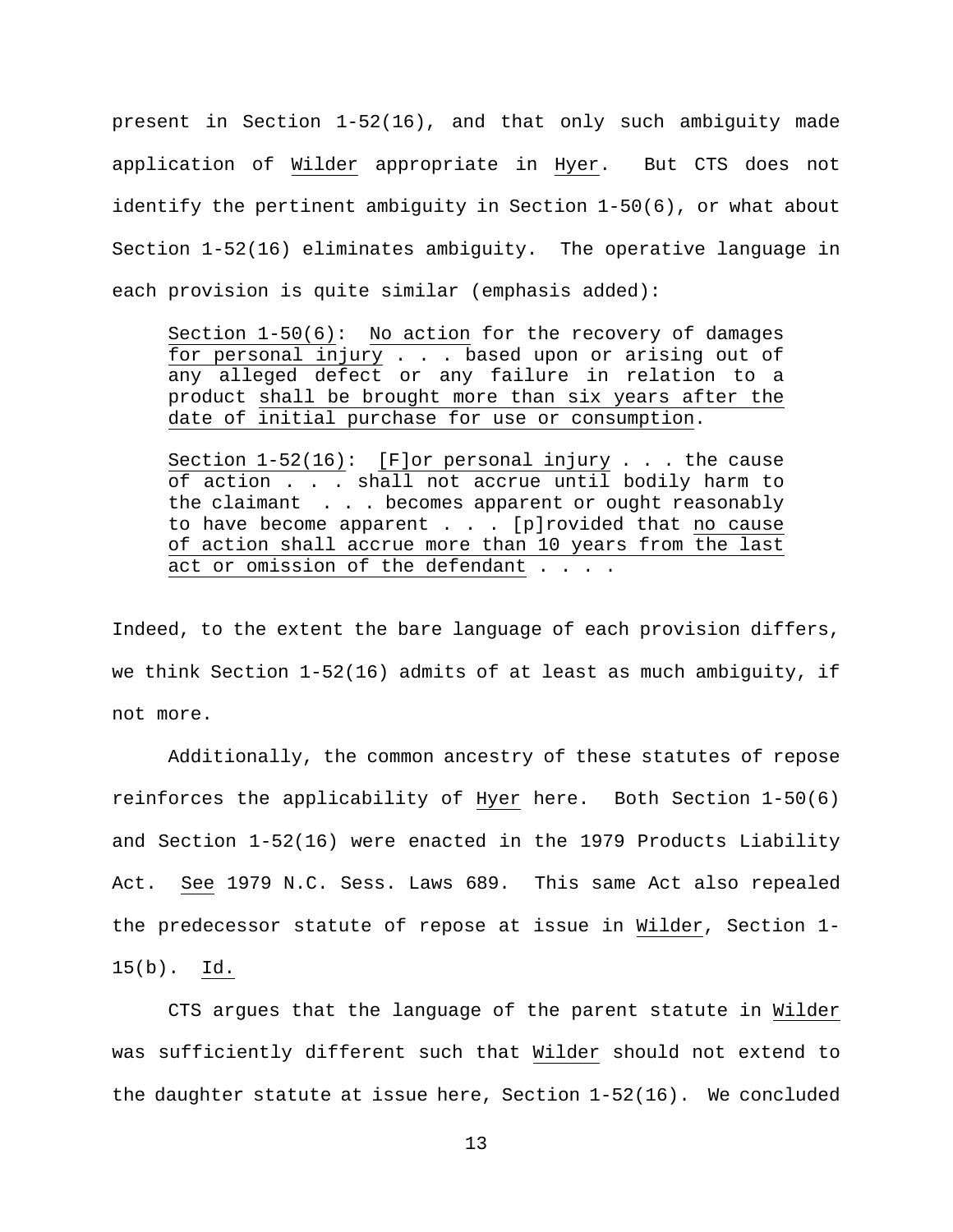present in Section 1-52(16), and that only such ambiguity made application of Wilder appropriate in Hyer. But CTS does not identify the pertinent ambiguity in Section 1-50(6), or what about Section 1-52(16) eliminates ambiguity. The operative language in each provision is quite similar (emphasis added):

> Section 1-50(6): No action for the recovery of damages for personal injury . . . based upon or arising out of any alleged defect or any failure in relation to a product shall be brought more than six years after the date of initial purchase for use or consumption.
>
> Section 1-52(16): [F]or personal injury . . . the cause of action . . . shall not accrue until bodily harm to the claimant . . . becomes apparent or ought reasonably to have become apparent . . . [p]rovided that no cause of action shall accrue more than 10 years from the last act or omission of the defendant . . . .

Indeed, to the extent the bare language of each provision differs, we think Section 1-52(16) admits of at least as much ambiguity, if not more.

Additionally, the common ancestry of these statutes of repose reinforces the applicability of Hyer here. Both Section 1-50(6) and Section 1-52(16) were enacted in the 1979 Products Liability Act. See 1979 N.C. Sess. Laws 689. This same Act also repealed the predecessor statute of repose at issue in Wilder, Section 1-15(b). Id.

CTS argues that the language of the parent statute in Wilder was sufficiently different such that Wilder should not extend to the daughter statute at issue here, Section 1-52(16). We concluded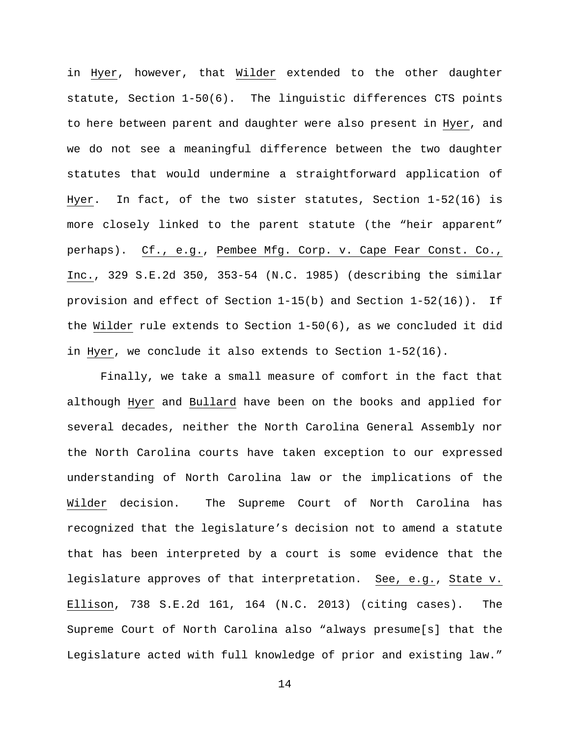in Hyer, however, that Wilder extended to the other daughter statute, Section 1-50(6). The linguistic differences CTS points to here between parent and daughter were also present in Hyer, and we do not see a meaningful difference between the two daughter statutes that would undermine a straightforward application of Hyer. In fact, of the two sister statutes, Section 1-52(16) is more closely linked to the parent statute (the "heir apparent" perhaps). Cf., e.g., Pembee Mfg. Corp. v. Cape Fear Const. Co., Inc., 329 S.E.2d 350, 353-54 (N.C. 1985) (describing the similar provision and effect of Section 1-15(b) and Section 1-52(16)). If the Wilder rule extends to Section 1-50(6), as we concluded it did in Hyer, we conclude it also extends to Section 1-52(16).

Finally, we take a small measure of comfort in the fact that although Hyer and Bullard have been on the books and applied for several decades, neither the North Carolina General Assembly nor the North Carolina courts have taken exception to our expressed understanding of North Carolina law or the implications of the Wilder decision. The Supreme Court of North Carolina has recognized that the legislature's decision not to amend a statute that has been interpreted by a court is some evidence that the legislature approves of that interpretation. See, e.g., State v. Ellison, 738 S.E.2d 161, 164 (N.C. 2013) (citing cases). The Supreme Court of North Carolina also "always presume[s] that the Legislature acted with full knowledge of prior and existing law."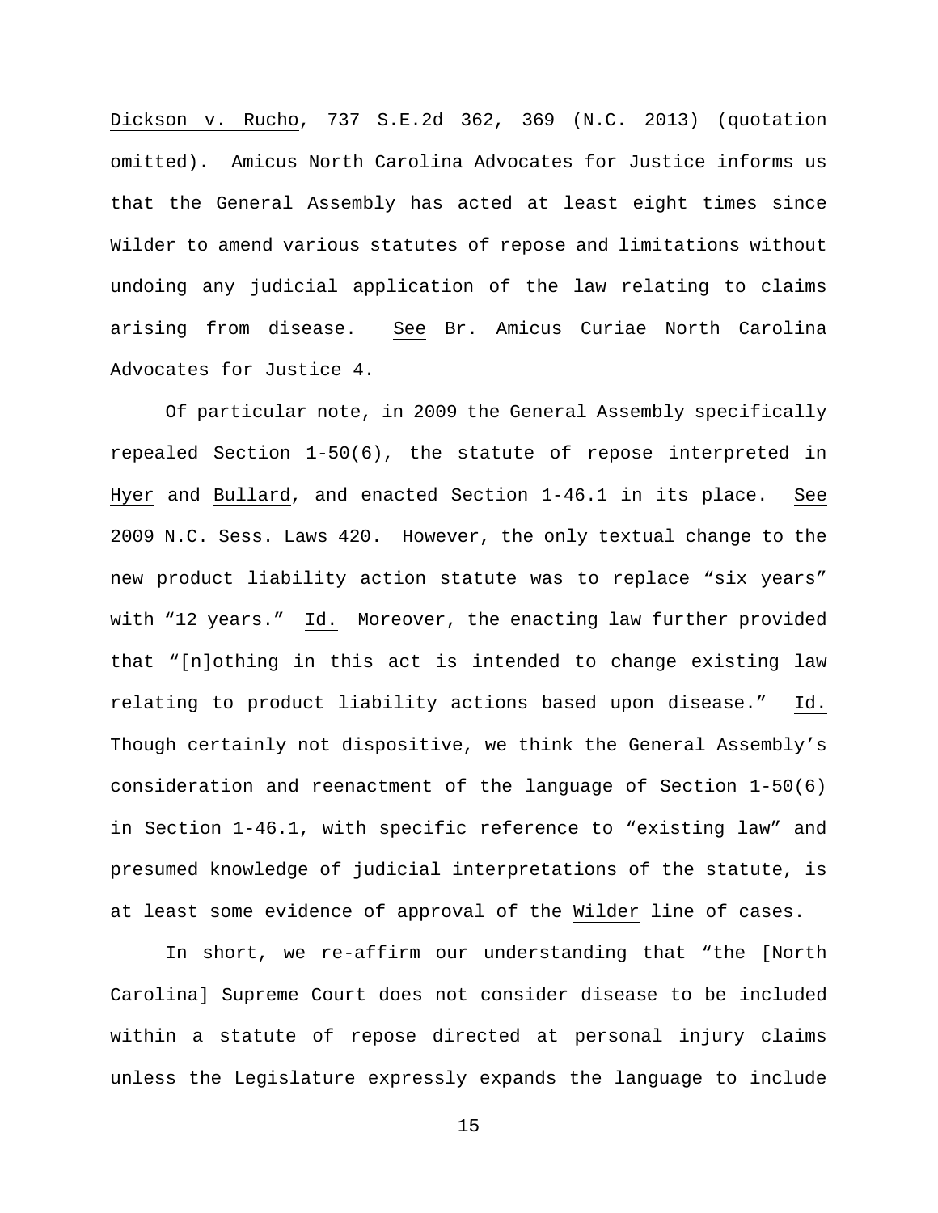Dickson v. Rucho, 737 S.E.2d 362, 369 (N.C. 2013) (quotation omitted). Amicus North Carolina Advocates for Justice informs us that the General Assembly has acted at least eight times since Wilder to amend various statutes of repose and limitations without undoing any judicial application of the law relating to claims arising from disease. See Br. Amicus Curiae North Carolina Advocates for Justice 4.

Of particular note, in 2009 the General Assembly specifically repealed Section 1-50(6), the statute of repose interpreted in Hyer and Bullard, and enacted Section 1-46.1 in its place. See 2009 N.C. Sess. Laws 420. However, the only textual change to the new product liability action statute was to replace "six years" with "12 years." Id. Moreover, the enacting law further provided that "[n]othing in this act is intended to change existing law relating to product liability actions based upon disease." Id. Though certainly not dispositive, we think the General Assembly's consideration and reenactment of the language of Section 1-50(6) in Section 1-46.1, with specific reference to "existing law" and presumed knowledge of judicial interpretations of the statute, is at least some evidence of approval of the Wilder line of cases.

In short, we re-affirm our understanding that "the [North Carolina] Supreme Court does not consider disease to be included within a statute of repose directed at personal injury claims unless the Legislature expressly expands the language to include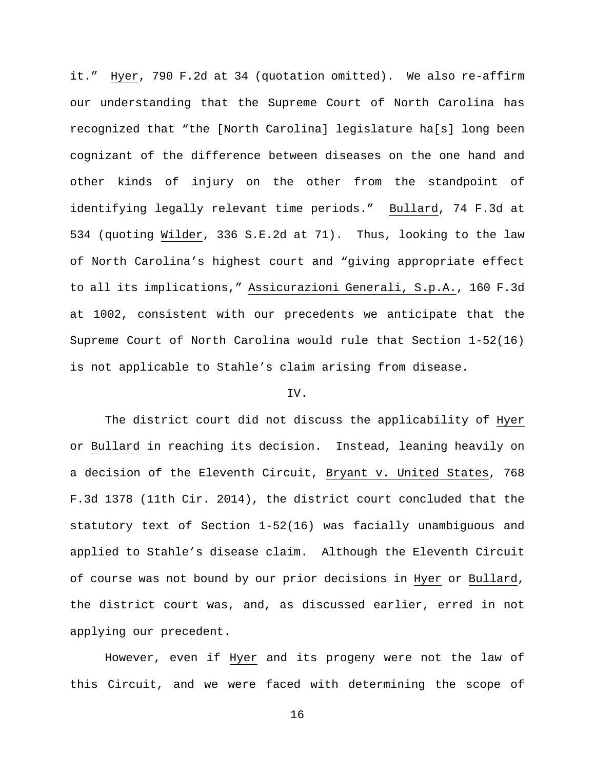it." Hyer, 790 F.2d at 34 (quotation omitted). We also re-affirm our understanding that the Supreme Court of North Carolina has recognized that "the [North Carolina] legislature ha[s] long been cognizant of the difference between diseases on the one hand and other kinds of injury on the other from the standpoint of identifying legally relevant time periods." Bullard, 74 F.3d at 534 (quoting Wilder, 336 S.E.2d at 71). Thus, looking to the law of North Carolina's highest court and "giving appropriate effect to all its implications," Assicurazioni Generali, S.p.A., 160 F.3d at 1002, consistent with our precedents we anticipate that the Supreme Court of North Carolina would rule that Section 1-52(16) is not applicable to Stahle's claim arising from disease.

## IV.

The district court did not discuss the applicability of Hyer or Bullard in reaching its decision. Instead, leaning heavily on a decision of the Eleventh Circuit, Bryant v. United States, 768 F.3d 1378 (11th Cir. 2014), the district court concluded that the statutory text of Section 1-52(16) was facially unambiguous and applied to Stahle's disease claim. Although the Eleventh Circuit of course was not bound by our prior decisions in Hyer or Bullard, the district court was, and, as discussed earlier, erred in not applying our precedent.

However, even if Hyer and its progeny were not the law of this Circuit, and we were faced with determining the scope of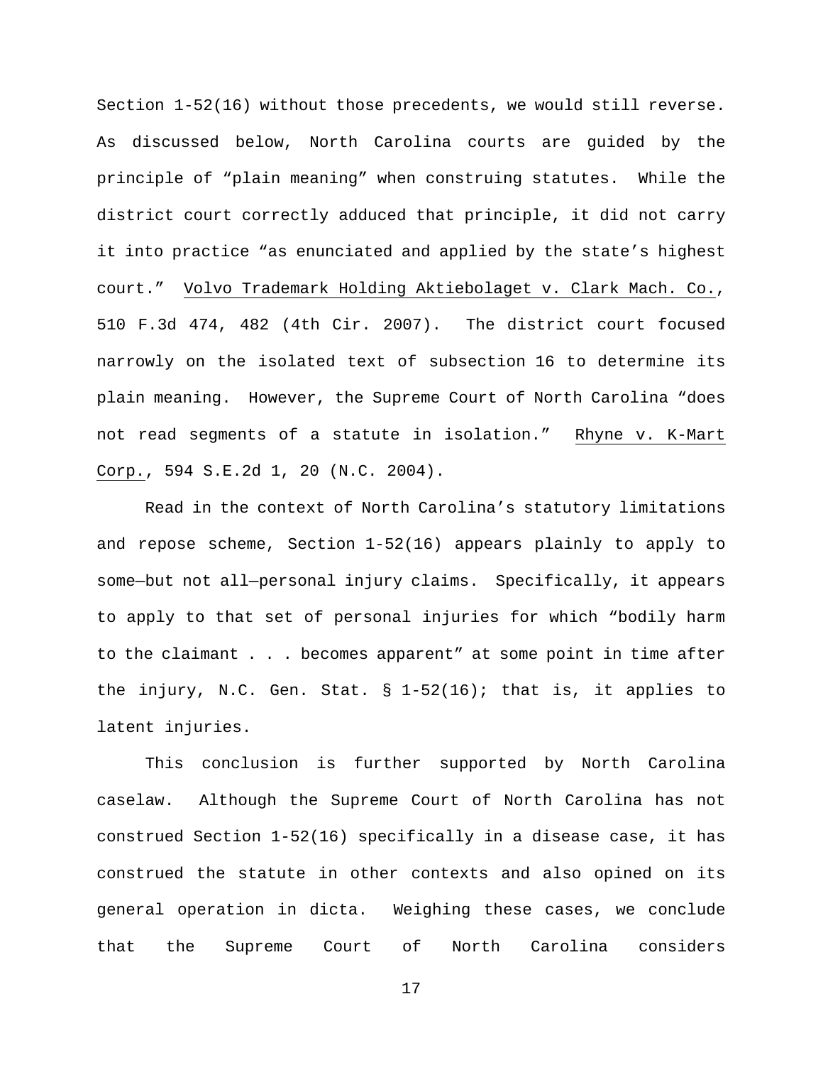Section 1-52(16) without those precedents, we would still reverse. As discussed below, North Carolina courts are guided by the principle of "plain meaning" when construing statutes. While the district court correctly adduced that principle, it did not carry it into practice "as enunciated and applied by the state's highest court." Volvo Trademark Holding Aktiebolaget v. Clark Mach. Co., 510 F.3d 474, 482 (4th Cir. 2007). The district court focused narrowly on the isolated text of subsection 16 to determine its plain meaning. However, the Supreme Court of North Carolina "does not read segments of a statute in isolation." Rhyne v. K-Mart Corp., 594 S.E.2d 1, 20 (N.C. 2004).

Read in the context of North Carolina's statutory limitations and repose scheme, Section 1-52(16) appears plainly to apply to some—but not all—personal injury claims. Specifically, it appears to apply to that set of personal injuries for which "bodily harm to the claimant . . . becomes apparent" at some point in time after the injury, N.C. Gen. Stat. § 1-52(16); that is, it applies to latent injuries.

This conclusion is further supported by North Carolina caselaw. Although the Supreme Court of North Carolina has not construed Section 1-52(16) specifically in a disease case, it has construed the statute in other contexts and also opined on its general operation in dicta. Weighing these cases, we conclude that the Supreme Court of North Carolina considers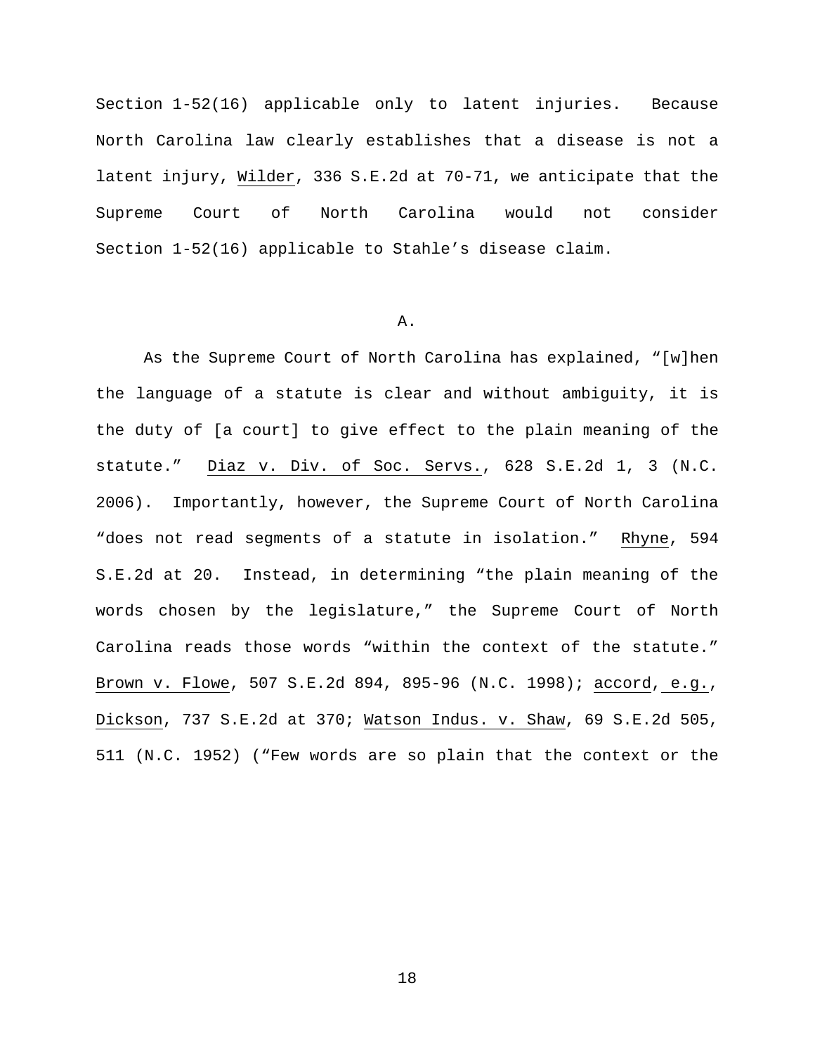Section 1-52(16) applicable only to latent injuries. Because North Carolina law clearly establishes that a disease is not a latent injury, Wilder, 336 S.E.2d at 70-71, we anticipate that the Supreme Court of North Carolina would not consider Section 1-52(16) applicable to Stahle's disease claim.

### A.

As the Supreme Court of North Carolina has explained, "[w]hen the language of a statute is clear and without ambiguity, it is the duty of [a court] to give effect to the plain meaning of the statute." Diaz v. Div. of Soc. Servs., 628 S.E.2d 1, 3 (N.C. 2006). Importantly, however, the Supreme Court of North Carolina "does not read segments of a statute in isolation." Rhyne, 594 S.E.2d at 20. Instead, in determining "the plain meaning of the words chosen by the legislature," the Supreme Court of North Carolina reads those words "within the context of the statute." Brown v. Flowe, 507 S.E.2d 894, 895-96 (N.C. 1998); accord, e.g., Dickson, 737 S.E.2d at 370; Watson Indus. v. Shaw, 69 S.E.2d 505, 511 (N.C. 1952) ("Few words are so plain that the context or the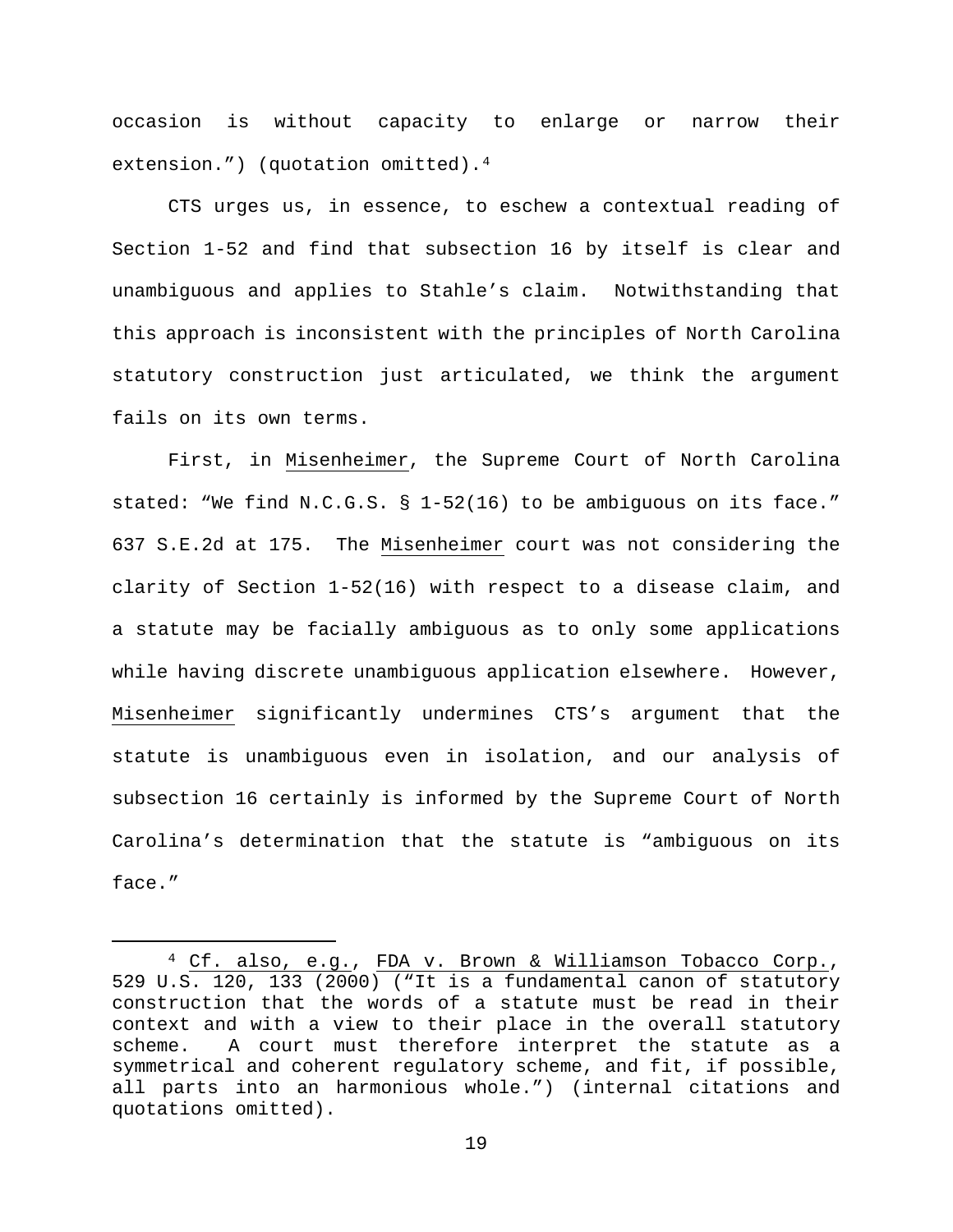occasion is without capacity to enlarge or narrow their extension.") (quotation omitted).[4]

CTS urges us, in essence, to eschew a contextual reading of Section 1-52 and find that subsection 16 by itself is clear and unambiguous and applies to Stahle's claim. Notwithstanding that this approach is inconsistent with the principles of North Carolina statutory construction just articulated, we think the argument fails on its own terms.

First, in Misenheimer, the Supreme Court of North Carolina stated: "We find N.C.G.S. § 1-52(16) to be ambiguous on its face." 637 S.E.2d at 175. The Misenheimer court was not considering the clarity of Section 1-52(16) with respect to a disease claim, and a statute may be facially ambiguous as to only some applications while having discrete unambiguous application elsewhere. However, Misenheimer significantly undermines CTS's argument that the statute is unambiguous even in isolation, and our analysis of subsection 16 certainly is informed by the Supreme Court of North Carolina's determination that the statute is "ambiguous on its face."

[4] Cf. also, e.g., FDA v. Brown & Williamson Tobacco Corp., 529 U.S. 120, 133 (2000) ("It is a fundamental canon of statutory construction that the words of a statute must be read in their context and with a view to their place in the overall statutory scheme. A court must therefore interpret the statute as a symmetrical and coherent regulatory scheme, and fit, if possible, all parts into an harmonious whole.") (internal citations and quotations omitted).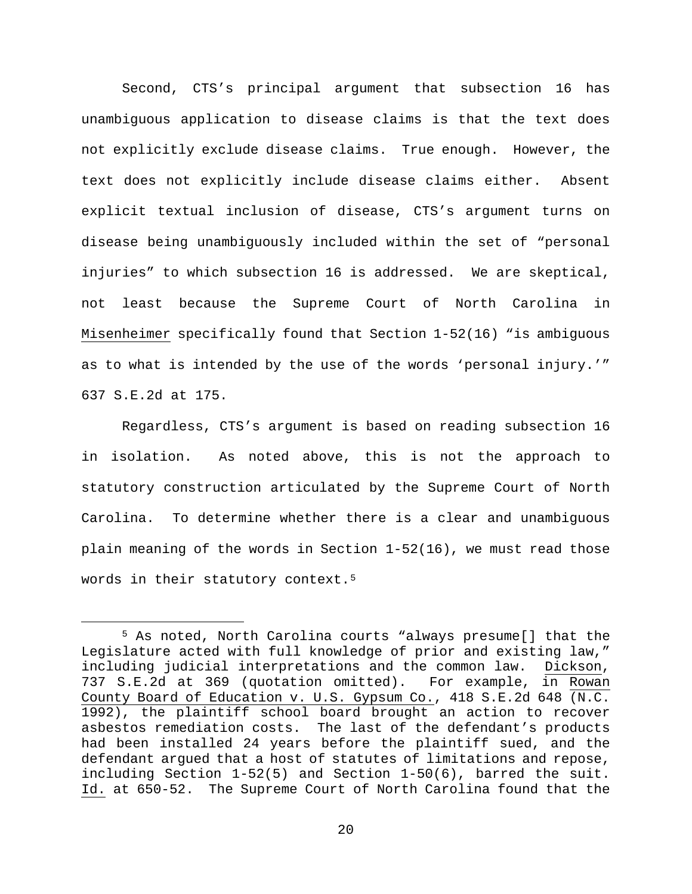Second, CTS's principal argument that subsection 16 has unambiguous application to disease claims is that the text does not explicitly exclude disease claims. True enough. However, the text does not explicitly include disease claims either. Absent explicit textual inclusion of disease, CTS's argument turns on disease being unambiguously included within the set of "personal injuries" to which subsection 16 is addressed. We are skeptical, not least because the Supreme Court of North Carolina in Misenheimer specifically found that Section 1-52(16) "is ambiguous as to what is intended by the use of the words 'personal injury.'" 637 S.E.2d at 175.

Regardless, CTS's argument is based on reading subsection 16 in isolation. As noted above, this is not the approach to statutory construction articulated by the Supreme Court of North Carolina. To determine whether there is a clear and unambiguous plain meaning of the words in Section 1-52(16), we must read those words in their statutory context.[5]

[5] As noted, North Carolina courts "always presume[] that the Legislature acted with full knowledge of prior and existing law," including judicial interpretations and the common law. Dickson, 737 S.E.2d at 369 (quotation omitted). For example, in Rowan County Board of Education v. U.S. Gypsum Co., 418 S.E.2d 648 (N.C. 1992), the plaintiff school board brought an action to recover asbestos remediation costs. The last of the defendant's products had been installed 24 years before the plaintiff sued, and the defendant argued that a host of statutes of limitations and repose, including Section 1-52(5) and Section 1-50(6), barred the suit. Id. at 650-52. The Supreme Court of North Carolina found that the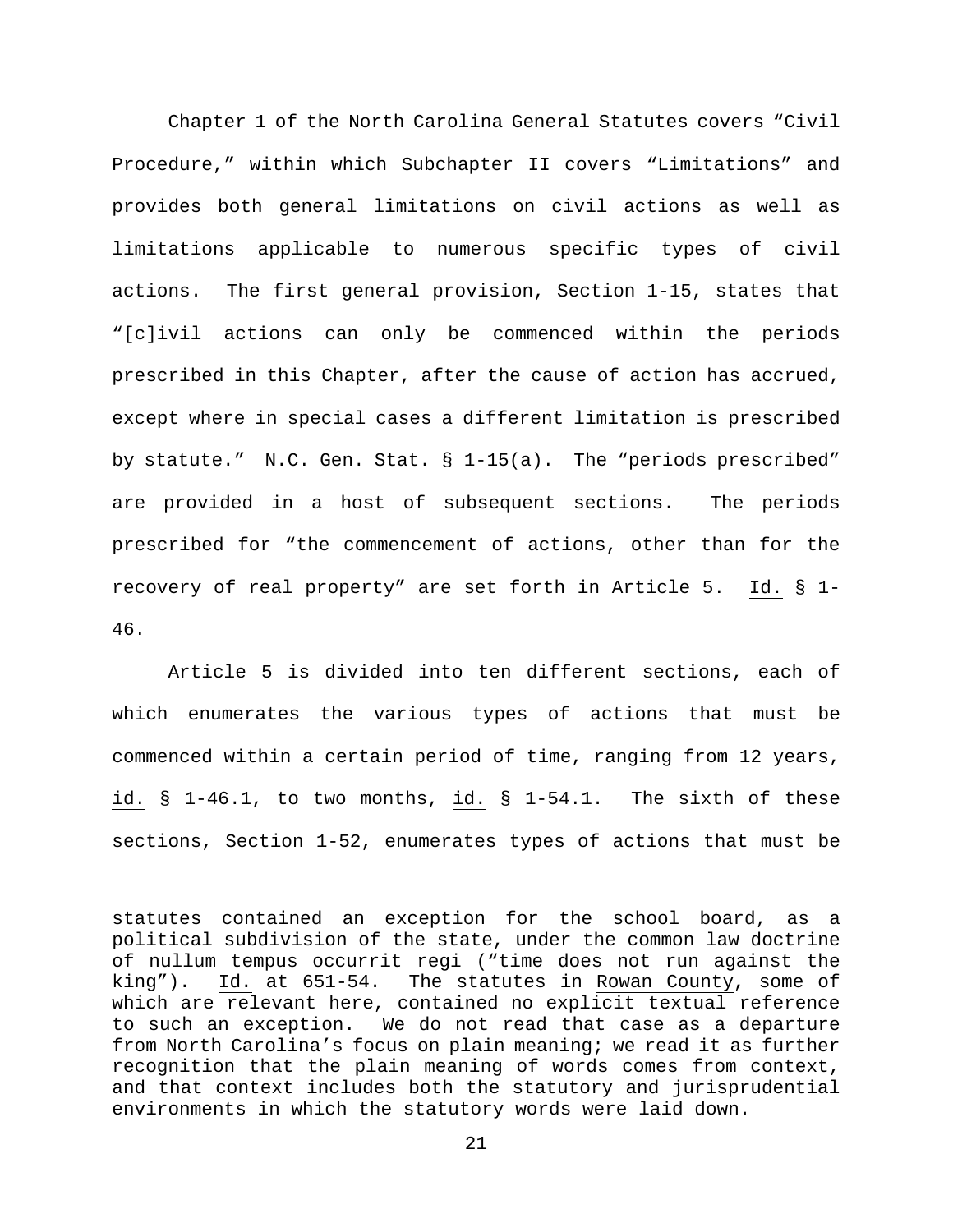Chapter 1 of the North Carolina General Statutes covers "Civil Procedure," within which Subchapter II covers "Limitations" and provides both general limitations on civil actions as well as limitations applicable to numerous specific types of civil actions. The first general provision, Section 1-15, states that "[c]ivil actions can only be commenced within the periods prescribed in this Chapter, after the cause of action has accrued, except where in special cases a different limitation is prescribed by statute." N.C. Gen. Stat. § 1-15(a). The "periods prescribed" are provided in a host of subsequent sections. The periods prescribed for "the commencement of actions, other than for the recovery of real property" are set forth in Article 5. Id. § 1-46.

Article 5 is divided into ten different sections, each of which enumerates the various types of actions that must be commenced within a certain period of time, ranging from 12 years, id. § 1-46.1, to two months, id. § 1-54.1. The sixth of these sections, Section 1-52, enumerates types of actions that must be

---

statutes contained an exception for the school board, as a political subdivision of the state, under the common law doctrine of nullum tempus occurrit regi ("time does not run against the king"). Id. at 651-54. The statutes in Rowan County, some of which are relevant here, contained no explicit textual reference to such an exception. We do not read that case as a departure from North Carolina's focus on plain meaning; we read it as further recognition that the plain meaning of words comes from context, and that context includes both the statutory and jurisprudential environments in which the statutory words were laid down.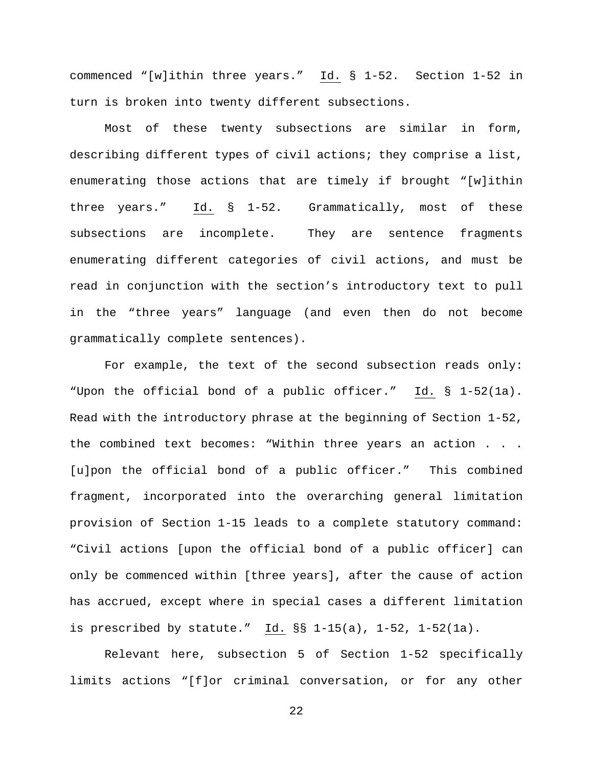commenced "[w]ithin three years." Id. § 1-52. Section 1-52 in turn is broken into twenty different subsections.

Most of these twenty subsections are similar in form, describing different types of civil actions; they comprise a list, enumerating those actions that are timely if brought "[w]ithin three years." Id. § 1-52. Grammatically, most of these subsections are incomplete. They are sentence fragments enumerating different categories of civil actions, and must be read in conjunction with the section's introductory text to pull in the "three years" language (and even then do not become grammatically complete sentences).

For example, the text of the second subsection reads only: "Upon the official bond of a public officer." Id. § 1-52(1a). Read with the introductory phrase at the beginning of Section 1-52, the combined text becomes: "Within three years an action . . . [u]pon the official bond of a public officer." This combined fragment, incorporated into the overarching general limitation provision of Section 1-15 leads to a complete statutory command: "Civil actions [upon the official bond of a public officer] can only be commenced within [three years], after the cause of action has accrued, except where in special cases a different limitation is prescribed by statute." Id. §§ 1-15(a), 1-52, 1-52(1a).

Relevant here, subsection 5 of Section 1-52 specifically limits actions "[f]or criminal conversation, or for any other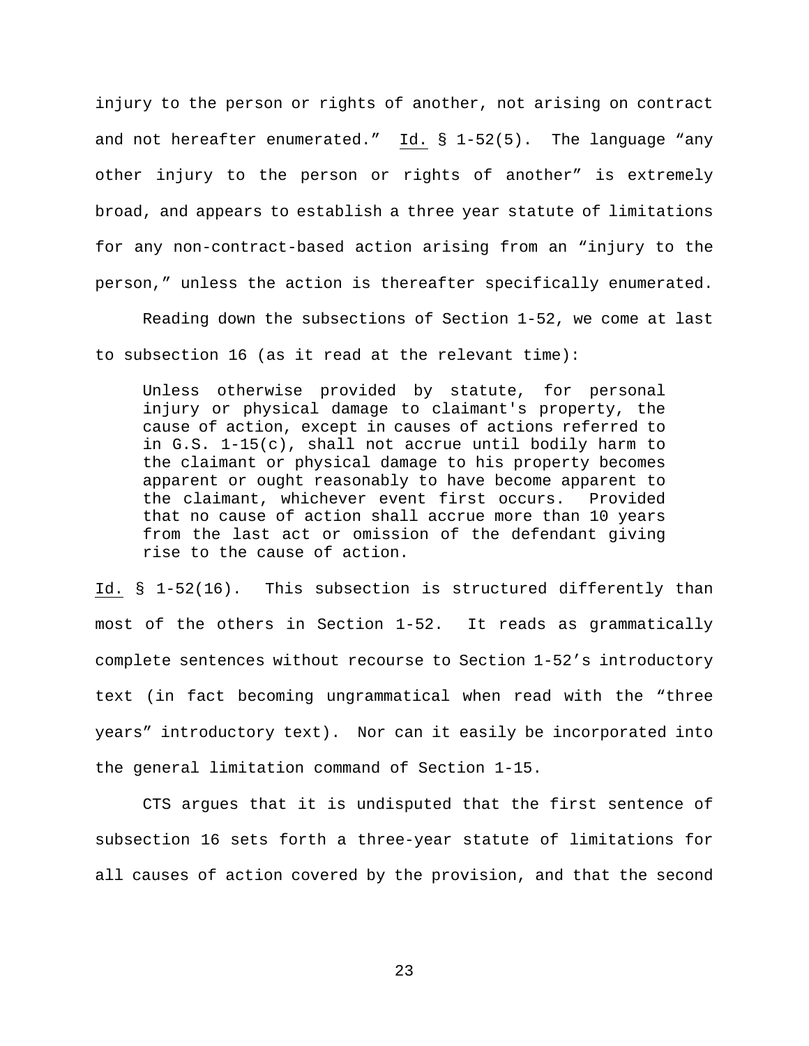injury to the person or rights of another, not arising on contract and not hereafter enumerated." Id. § 1-52(5). The language "any other injury to the person or rights of another" is extremely broad, and appears to establish a three year statute of limitations for any non-contract-based action arising from an "injury to the person," unless the action is thereafter specifically enumerated.

Reading down the subsections of Section 1-52, we come at last to subsection 16 (as it read at the relevant time):

> Unless otherwise provided by statute, for personal injury or physical damage to claimant's property, the cause of action, except in causes of actions referred to in G.S. 1-15(c), shall not accrue until bodily harm to the claimant or physical damage to his property becomes apparent or ought reasonably to have become apparent to the claimant, whichever event first occurs. Provided that no cause of action shall accrue more than 10 years from the last act or omission of the defendant giving rise to the cause of action.

Id. § 1-52(16). This subsection is structured differently than most of the others in Section 1-52. It reads as grammatically complete sentences without recourse to Section 1-52's introductory text (in fact becoming ungrammatical when read with the "three years" introductory text). Nor can it easily be incorporated into the general limitation command of Section 1-15.

CTS argues that it is undisputed that the first sentence of subsection 16 sets forth a three-year statute of limitations for all causes of action covered by the provision, and that the second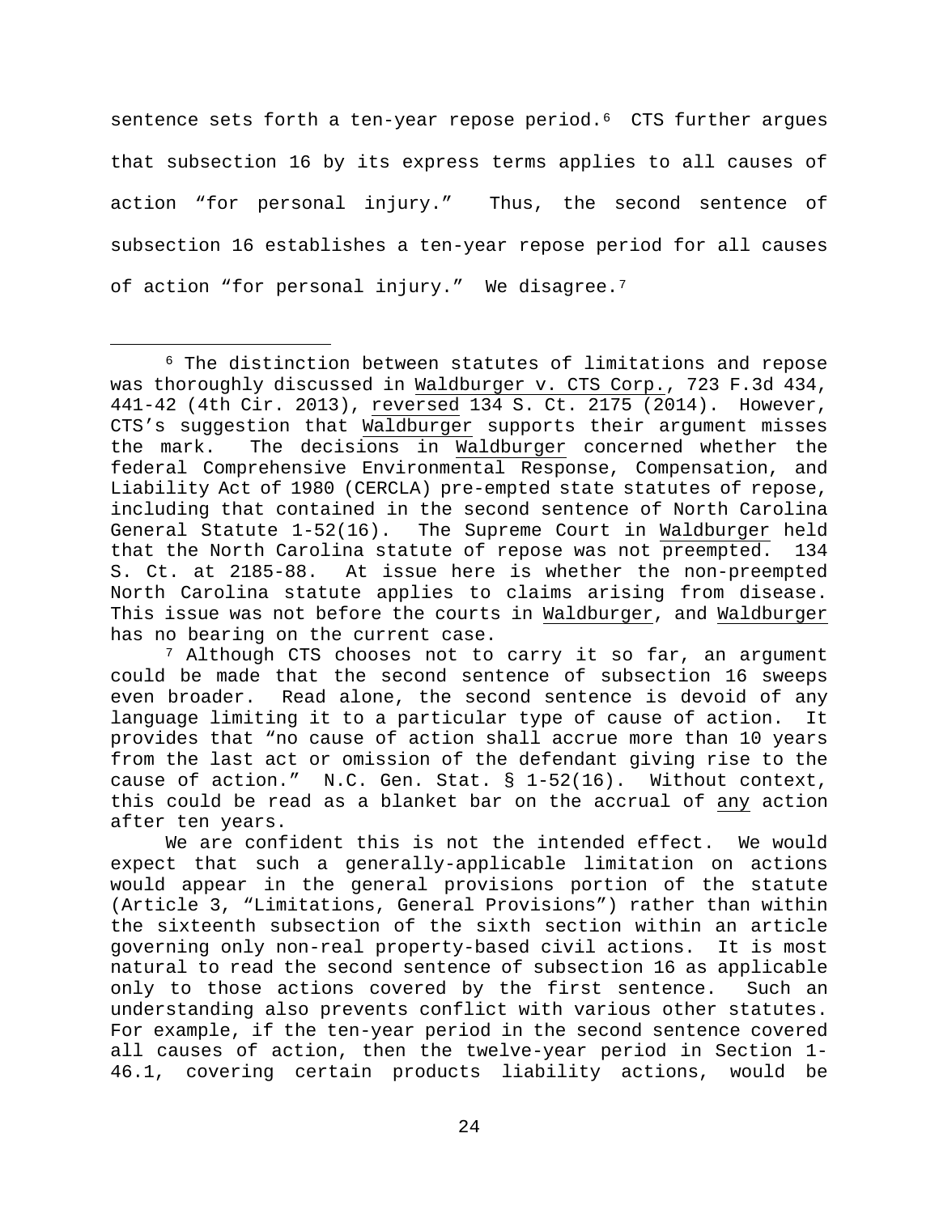sentence sets forth a ten-year repose period.[6] CTS further argues that subsection 16 by its express terms applies to all causes of action "for personal injury." Thus, the second sentence of subsection 16 establishes a ten-year repose period for all causes of action "for personal injury." We disagree.[7]

---

[6] The distinction between statutes of limitations and repose was thoroughly discussed in Waldburger v. CTS Corp., 723 F.3d 434, 441-42 (4th Cir. 2013), reversed 134 S. Ct. 2175 (2014). However, CTS's suggestion that Waldburger supports their argument misses the mark. The decisions in Waldburger concerned whether the federal Comprehensive Environmental Response, Compensation, and Liability Act of 1980 (CERCLA) pre-empted state statutes of repose, including that contained in the second sentence of North Carolina General Statute 1-52(16). The Supreme Court in Waldburger held that the North Carolina statute of repose was not preempted. 134 S. Ct. at 2185-88. At issue here is whether the non-preempted North Carolina statute applies to claims arising from disease. This issue was not before the courts in Waldburger, and Waldburger has no bearing on the current case.

[7] Although CTS chooses not to carry it so far, an argument could be made that the second sentence of subsection 16 sweeps even broader. Read alone, the second sentence is devoid of any language limiting it to a particular type of cause of action. It provides that "no cause of action shall accrue more than 10 years from the last act or omission of the defendant giving rise to the cause of action." N.C. Gen. Stat. § 1-52(16). Without context, this could be read as a blanket bar on the accrual of any action after ten years.

We are confident this is not the intended effect. We would expect that such a generally-applicable limitation on actions would appear in the general provisions portion of the statute (Article 3, "Limitations, General Provisions") rather than within the sixteenth subsection of the sixth section within an article governing only non-real property-based civil actions. It is most natural to read the second sentence of subsection 16 as applicable only to those actions covered by the first sentence. Such an understanding also prevents conflict with various other statutes. For example, if the ten-year period in the second sentence covered all causes of action, then the twelve-year period in Section 1-46.1, covering certain products liability actions, would be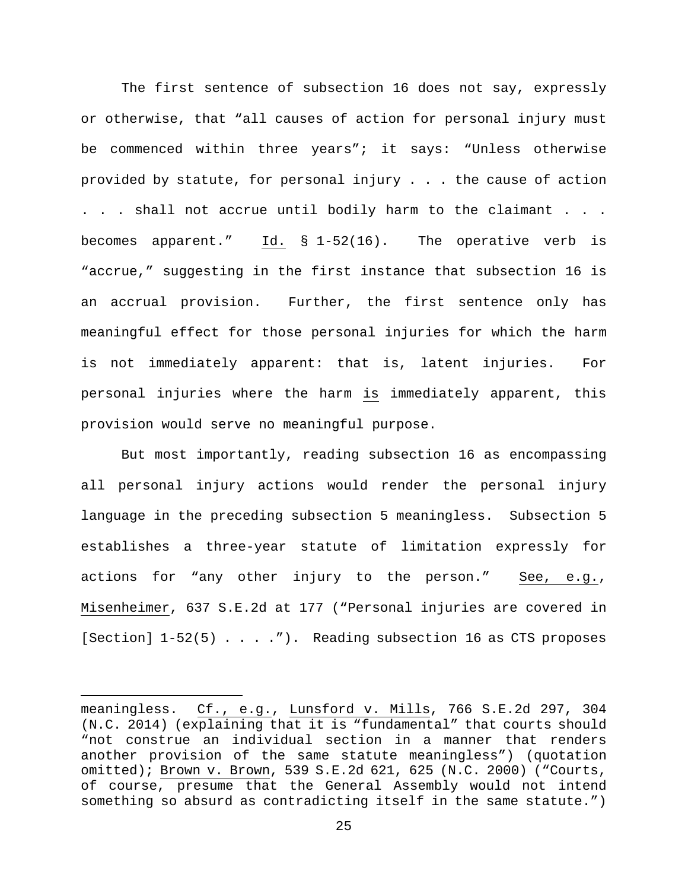The first sentence of subsection 16 does not say, expressly or otherwise, that "all causes of action for personal injury must be commenced within three years"; it says: "Unless otherwise provided by statute, for personal injury . . . the cause of action . . . shall not accrue until bodily harm to the claimant . . . becomes apparent." Id. § 1-52(16). The operative verb is "accrue," suggesting in the first instance that subsection 16 is an accrual provision. Further, the first sentence only has meaningful effect for those personal injuries for which the harm is not immediately apparent: that is, latent injuries. For personal injuries where the harm is immediately apparent, this provision would serve no meaningful purpose.

But most importantly, reading subsection 16 as encompassing all personal injury actions would render the personal injury language in the preceding subsection 5 meaningless. Subsection 5 establishes a three-year statute of limitation expressly for actions for "any other injury to the person." See, e.g., Misenheimer, 637 S.E.2d at 177 ("Personal injuries are covered in [Section] 1-52(5) . . . ."). Reading subsection 16 as CTS proposes

---

meaningless. Cf., e.g., Lunsford v. Mills, 766 S.E.2d 297, 304 (N.C. 2014) (explaining that it is "fundamental" that courts should "not construe an individual section in a manner that renders another provision of the same statute meaningless") (quotation omitted); Brown v. Brown, 539 S.E.2d 621, 625 (N.C. 2000) ("Courts, of course, presume that the General Assembly would not intend something so absurd as contradicting itself in the same statute.")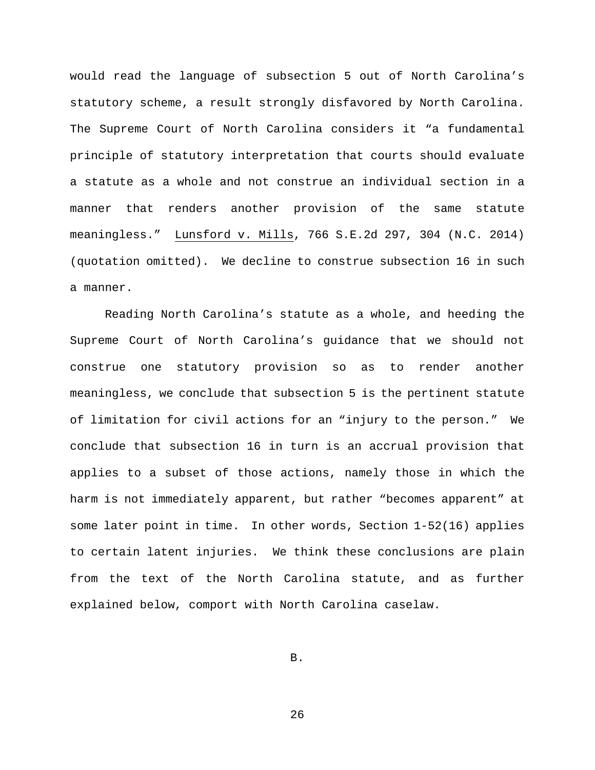would read the language of subsection 5 out of North Carolina's statutory scheme, a result strongly disfavored by North Carolina. The Supreme Court of North Carolina considers it "a fundamental principle of statutory interpretation that courts should evaluate a statute as a whole and not construe an individual section in a manner that renders another provision of the same statute meaningless." Lunsford v. Mills, 766 S.E.2d 297, 304 (N.C. 2014) (quotation omitted). We decline to construe subsection 16 in such a manner.

Reading North Carolina's statute as a whole, and heeding the Supreme Court of North Carolina's guidance that we should not construe one statutory provision so as to render another meaningless, we conclude that subsection 5 is the pertinent statute of limitation for civil actions for an "injury to the person." We conclude that subsection 16 in turn is an accrual provision that applies to a subset of those actions, namely those in which the harm is not immediately apparent, but rather "becomes apparent" at some later point in time. In other words, Section 1-52(16) applies to certain latent injuries. We think these conclusions are plain from the text of the North Carolina statute, and as further explained below, comport with North Carolina caselaw.

B.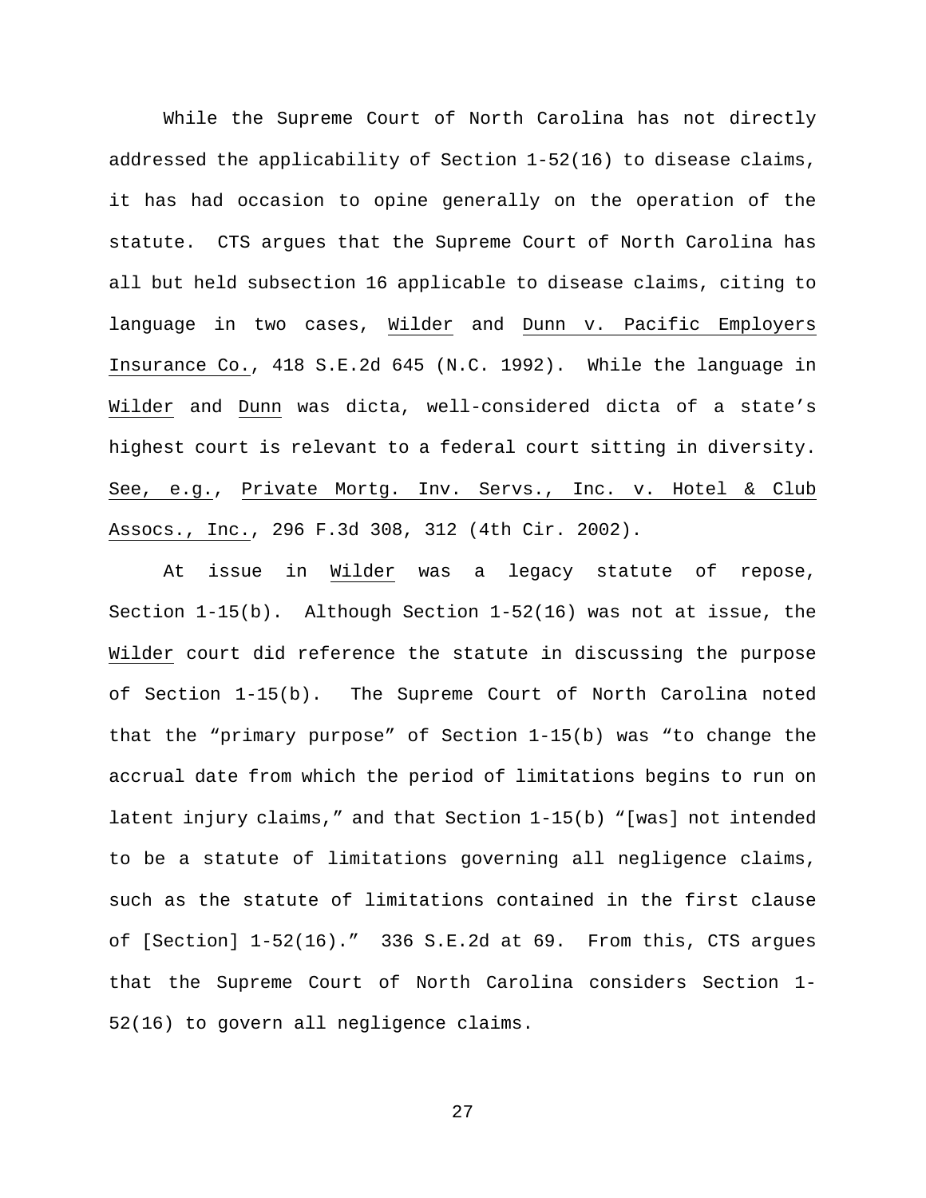While the Supreme Court of North Carolina has not directly addressed the applicability of Section 1-52(16) to disease claims, it has had occasion to opine generally on the operation of the statute. CTS argues that the Supreme Court of North Carolina has all but held subsection 16 applicable to disease claims, citing to language in two cases, Wilder and Dunn v. Pacific Employers Insurance Co., 418 S.E.2d 645 (N.C. 1992). While the language in Wilder and Dunn was dicta, well-considered dicta of a state's highest court is relevant to a federal court sitting in diversity. See, e.g., Private Mortg. Inv. Servs., Inc. v. Hotel & Club Assocs., Inc., 296 F.3d 308, 312 (4th Cir. 2002).

At issue in Wilder was a legacy statute of repose, Section 1-15(b). Although Section 1-52(16) was not at issue, the Wilder court did reference the statute in discussing the purpose of Section 1-15(b). The Supreme Court of North Carolina noted that the "primary purpose" of Section 1-15(b) was "to change the accrual date from which the period of limitations begins to run on latent injury claims," and that Section 1-15(b) "[was] not intended to be a statute of limitations governing all negligence claims, such as the statute of limitations contained in the first clause of [Section] 1-52(16)." 336 S.E.2d at 69. From this, CTS argues that the Supreme Court of North Carolina considers Section 1-52(16) to govern all negligence claims.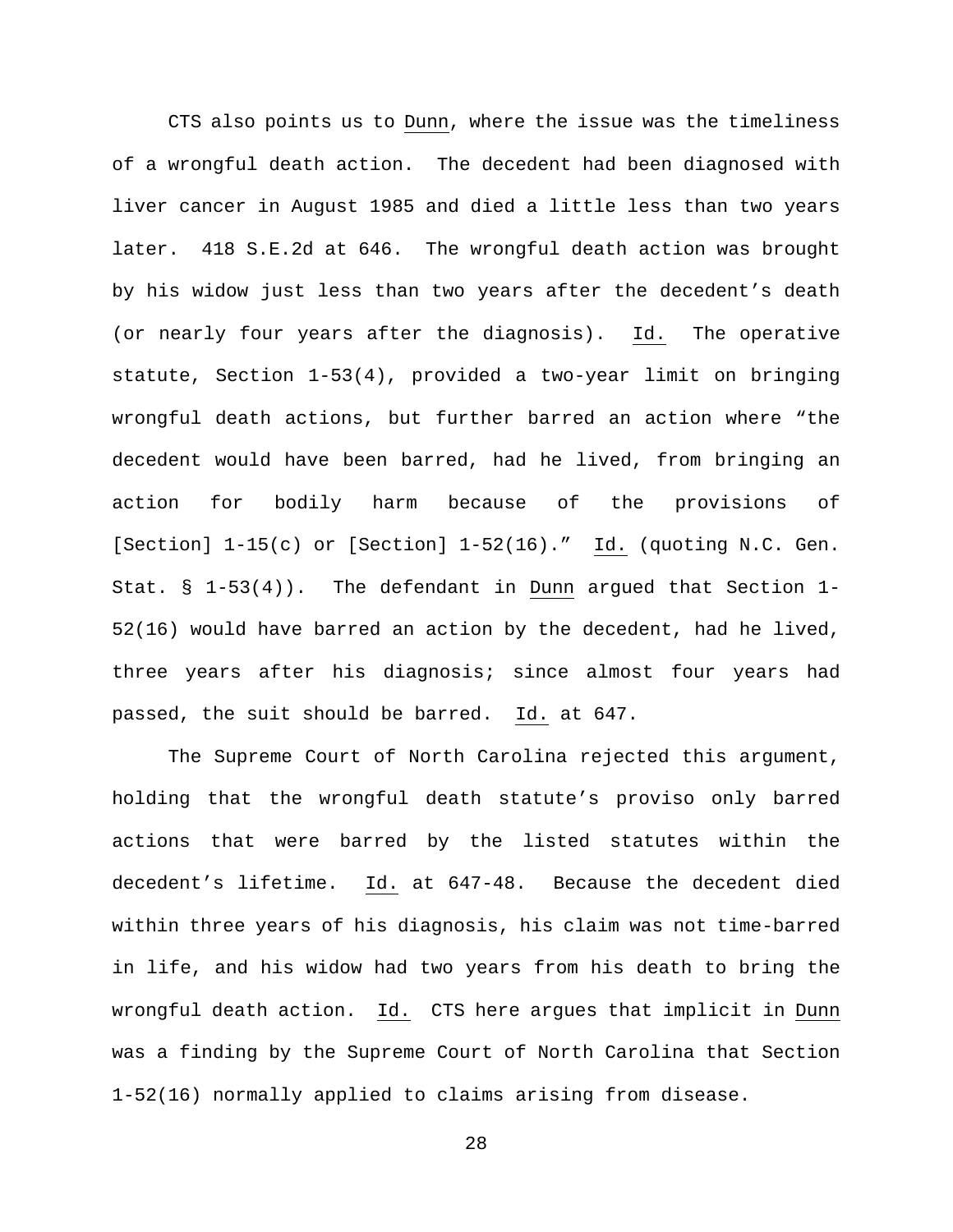CTS also points us to Dunn, where the issue was the timeliness of a wrongful death action. The decedent had been diagnosed with liver cancer in August 1985 and died a little less than two years later. 418 S.E.2d at 646. The wrongful death action was brought by his widow just less than two years after the decedent's death (or nearly four years after the diagnosis). Id. The operative statute, Section 1-53(4), provided a two-year limit on bringing wrongful death actions, but further barred an action where "the decedent would have been barred, had he lived, from bringing an action for bodily harm because of the provisions of [Section] 1-15(c) or [Section] 1-52(16)." Id. (quoting N.C. Gen. Stat. § 1-53(4)). The defendant in Dunn argued that Section 1-52(16) would have barred an action by the decedent, had he lived, three years after his diagnosis; since almost four years had passed, the suit should be barred. Id. at 647.

The Supreme Court of North Carolina rejected this argument, holding that the wrongful death statute's proviso only barred actions that were barred by the listed statutes within the decedent's lifetime. Id. at 647-48. Because the decedent died within three years of his diagnosis, his claim was not time-barred in life, and his widow had two years from his death to bring the wrongful death action. Id. CTS here argues that implicit in Dunn was a finding by the Supreme Court of North Carolina that Section 1-52(16) normally applied to claims arising from disease.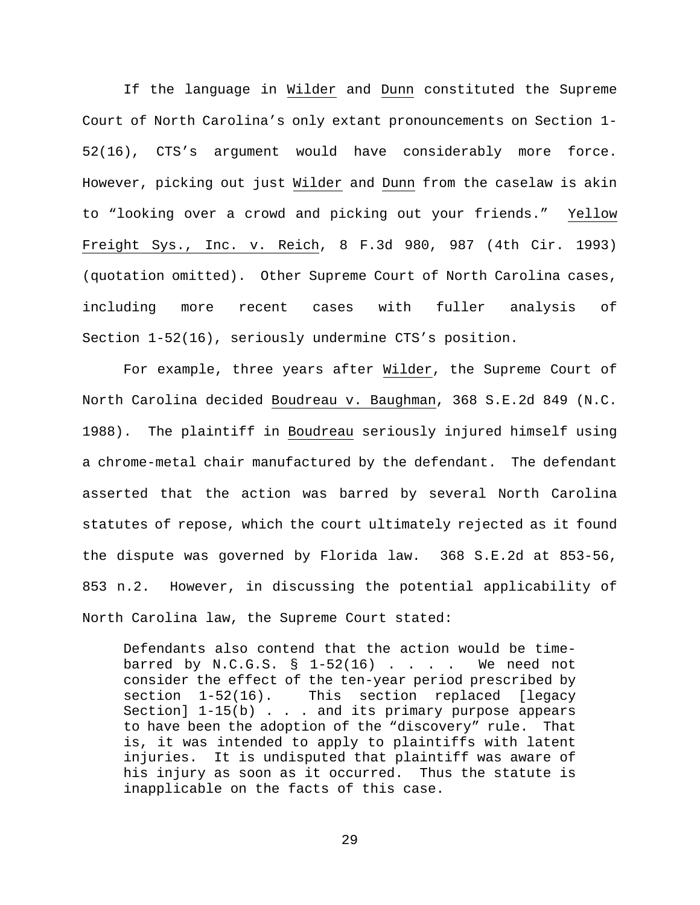If the language in Wilder and Dunn constituted the Supreme Court of North Carolina's only extant pronouncements on Section 1-52(16), CTS's argument would have considerably more force. However, picking out just Wilder and Dunn from the caselaw is akin to "looking over a crowd and picking out your friends." Yellow Freight Sys., Inc. v. Reich, 8 F.3d 980, 987 (4th Cir. 1993) (quotation omitted). Other Supreme Court of North Carolina cases, including more recent cases with fuller analysis of Section 1-52(16), seriously undermine CTS's position.

For example, three years after Wilder, the Supreme Court of North Carolina decided Boudreau v. Baughman, 368 S.E.2d 849 (N.C. 1988). The plaintiff in Boudreau seriously injured himself using a chrome-metal chair manufactured by the defendant. The defendant asserted that the action was barred by several North Carolina statutes of repose, which the court ultimately rejected as it found the dispute was governed by Florida law. 368 S.E.2d at 853-56, 853 n.2. However, in discussing the potential applicability of North Carolina law, the Supreme Court stated:

> Defendants also contend that the action would be time-barred by N.C.G.S. § 1-52(16) . . . . We need not consider the effect of the ten-year period prescribed by section 1-52(16). This section replaced [legacy Section] 1-15(b) . . . and its primary purpose appears to have been the adoption of the "discovery" rule. That is, it was intended to apply to plaintiffs with latent injuries. It is undisputed that plaintiff was aware of his injury as soon as it occurred. Thus the statute is inapplicable on the facts of this case.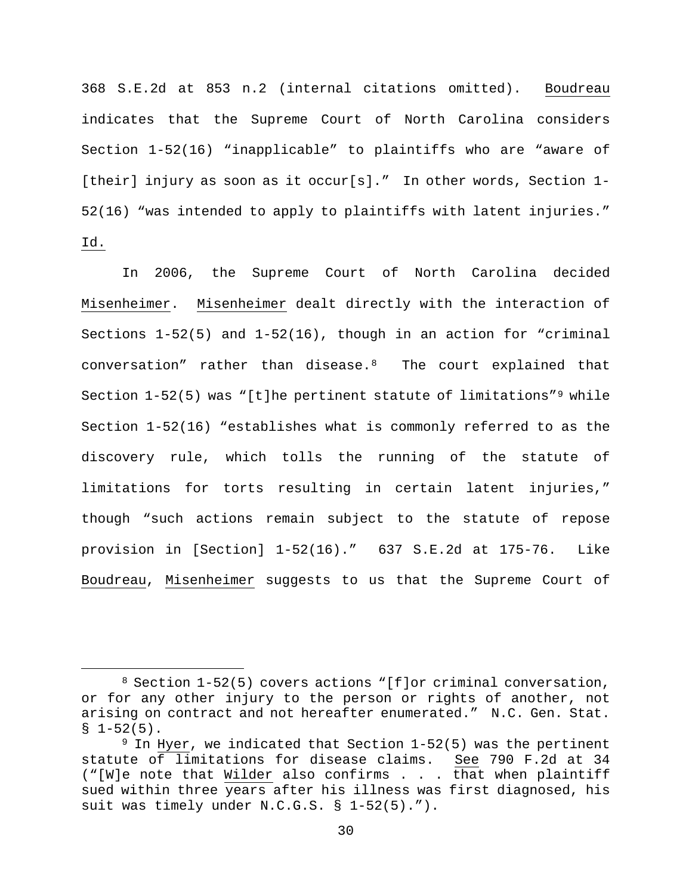368 S.E.2d at 853 n.2 (internal citations omitted). Boudreau indicates that the Supreme Court of North Carolina considers Section 1-52(16) "inapplicable" to plaintiffs who are "aware of [their] injury as soon as it occur[s]." In other words, Section 1-52(16) "was intended to apply to plaintiffs with latent injuries." Id.

In 2006, the Supreme Court of North Carolina decided Misenheimer. Misenheimer dealt directly with the interaction of Sections 1-52(5) and 1-52(16), though in an action for "criminal conversation" rather than disease.[8] The court explained that Section 1-52(5) was "[t]he pertinent statute of limitations"[9] while Section 1-52(16) "establishes what is commonly referred to as the discovery rule, which tolls the running of the statute of limitations for torts resulting in certain latent injuries," though "such actions remain subject to the statute of repose provision in [Section] 1-52(16)." 637 S.E.2d at 175-76. Like Boudreau, Misenheimer suggests to us that the Supreme Court of

---

[8] Section 1-52(5) covers actions "[f]or criminal conversation, or for any other injury to the person or rights of another, not arising on contract and not hereafter enumerated." N.C. Gen. Stat. § 1-52(5).

[9] In Hyer, we indicated that Section 1-52(5) was the pertinent statute of limitations for disease claims. See 790 F.2d at 34 ("[W]e note that Wilder also confirms . . . that when plaintiff sued within three years after his illness was first diagnosed, his suit was timely under N.C.G.S. § 1-52(5).").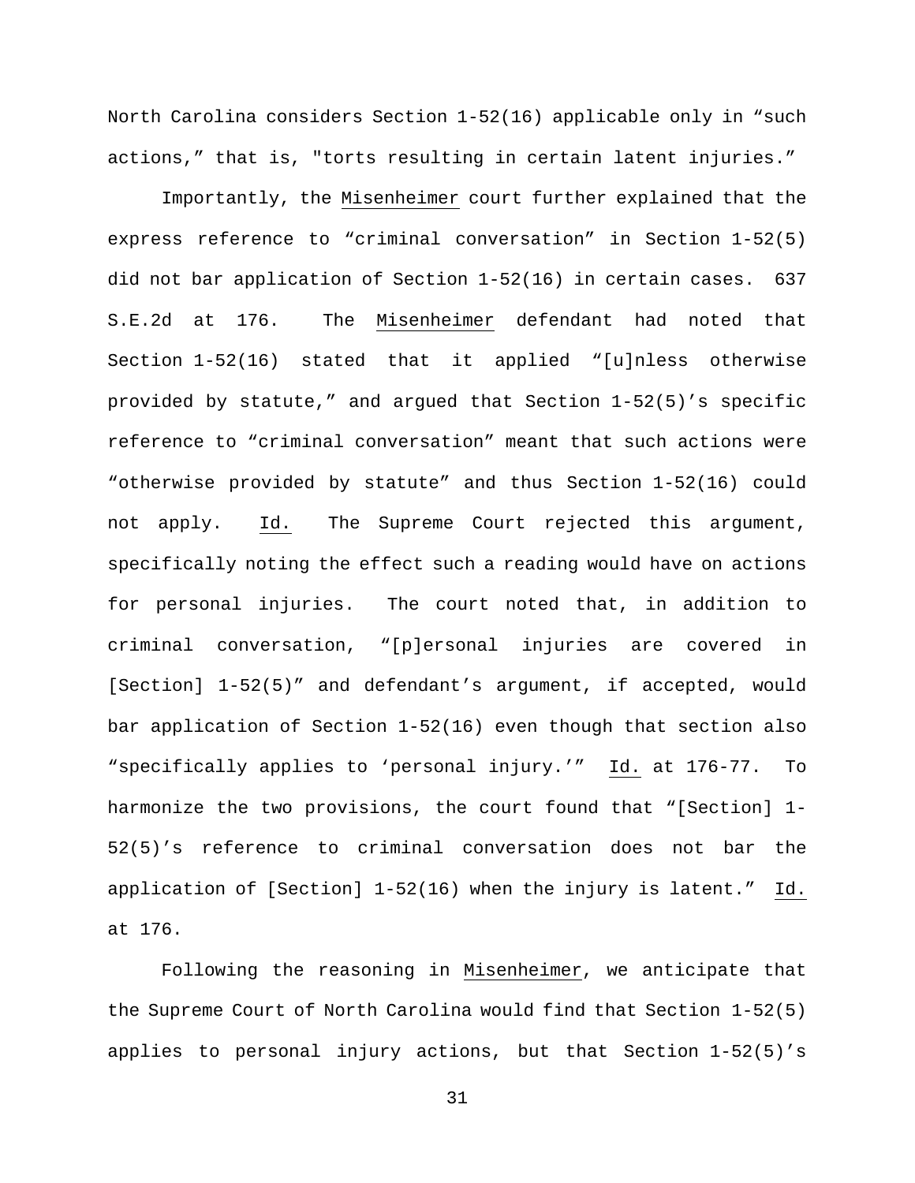North Carolina considers Section 1-52(16) applicable only in "such actions," that is, "torts resulting in certain latent injuries."

Importantly, the Misenheimer court further explained that the express reference to "criminal conversation" in Section 1-52(5) did not bar application of Section 1-52(16) in certain cases. 637 S.E.2d at 176. The Misenheimer defendant had noted that Section 1-52(16) stated that it applied "[u]nless otherwise provided by statute," and argued that Section 1-52(5)'s specific reference to "criminal conversation" meant that such actions were "otherwise provided by statute" and thus Section 1-52(16) could not apply. Id. The Supreme Court rejected this argument, specifically noting the effect such a reading would have on actions for personal injuries. The court noted that, in addition to criminal conversation, "[p]ersonal injuries are covered in [Section] 1-52(5)" and defendant's argument, if accepted, would bar application of Section 1-52(16) even though that section also "specifically applies to 'personal injury.'" Id. at 176-77. To harmonize the two provisions, the court found that "[Section] 1-52(5)'s reference to criminal conversation does not bar the application of [Section] 1-52(16) when the injury is latent." Id. at 176.

Following the reasoning in Misenheimer, we anticipate that the Supreme Court of North Carolina would find that Section 1-52(5) applies to personal injury actions, but that Section 1-52(5)'s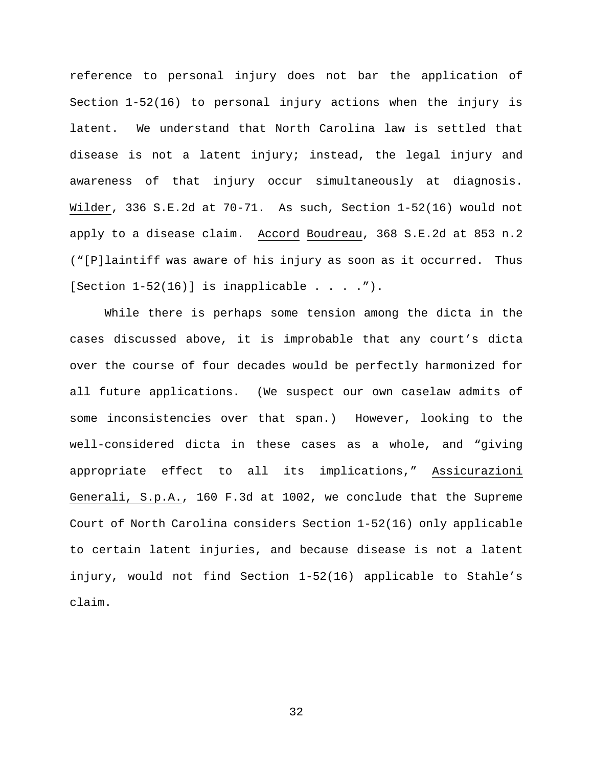reference to personal injury does not bar the application of Section 1-52(16) to personal injury actions when the injury is latent. We understand that North Carolina law is settled that disease is not a latent injury; instead, the legal injury and awareness of that injury occur simultaneously at diagnosis. Wilder, 336 S.E.2d at 70-71. As such, Section 1-52(16) would not apply to a disease claim. Accord Boudreau, 368 S.E.2d at 853 n.2 ("[P]laintiff was aware of his injury as soon as it occurred. Thus [Section 1-52(16)] is inapplicable . . . .").

While there is perhaps some tension among the dicta in the cases discussed above, it is improbable that any court's dicta over the course of four decades would be perfectly harmonized for all future applications. (We suspect our own caselaw admits of some inconsistencies over that span.) However, looking to the well-considered dicta in these cases as a whole, and "giving appropriate effect to all its implications," Assicurazioni Generali, S.p.A., 160 F.3d at 1002, we conclude that the Supreme Court of North Carolina considers Section 1-52(16) only applicable to certain latent injuries, and because disease is not a latent injury, would not find Section 1-52(16) applicable to Stahle's claim.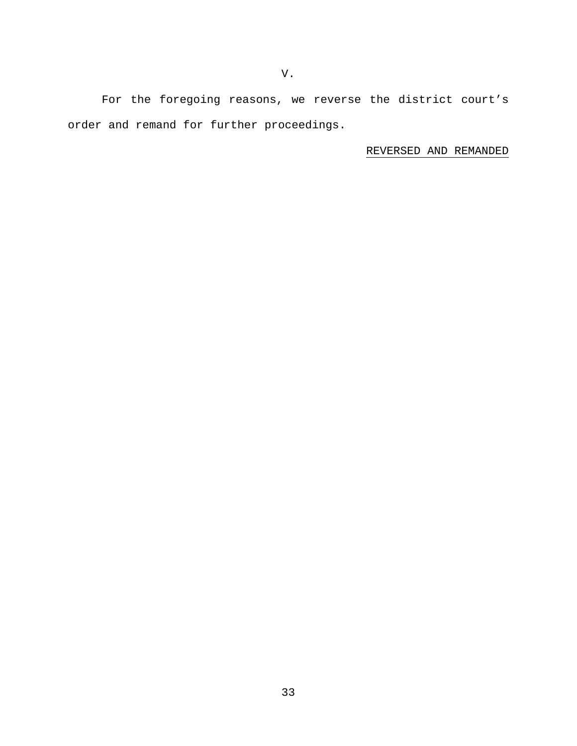## V.

For the foregoing reasons, we reverse the district court's order and remand for further proceedings.

REVERSED AND REMANDED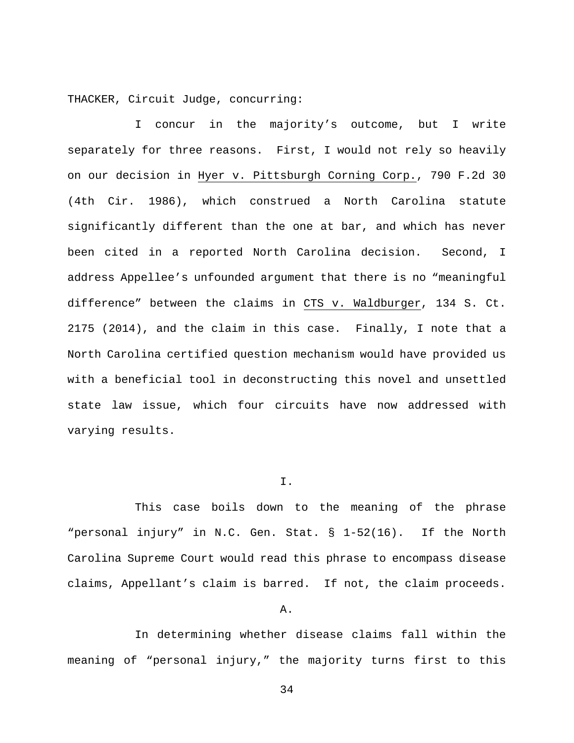THACKER, Circuit Judge, concurring:

I concur in the majority's outcome, but I write separately for three reasons. First, I would not rely so heavily on our decision in Hyer v. Pittsburgh Corning Corp., 790 F.2d 30 (4th Cir. 1986), which construed a North Carolina statute significantly different than the one at bar, and which has never been cited in a reported North Carolina decision. Second, I address Appellee's unfounded argument that there is no "meaningful difference" between the claims in CTS v. Waldburger, 134 S. Ct. 2175 (2014), and the claim in this case. Finally, I note that a North Carolina certified question mechanism would have provided us with a beneficial tool in deconstructing this novel and unsettled state law issue, which four circuits have now addressed with varying results.

## I.

This case boils down to the meaning of the phrase "personal injury" in N.C. Gen. Stat. § 1-52(16). If the North Carolina Supreme Court would read this phrase to encompass disease claims, Appellant's claim is barred. If not, the claim proceeds.

### A.

In determining whether disease claims fall within the meaning of "personal injury," the majority turns first to this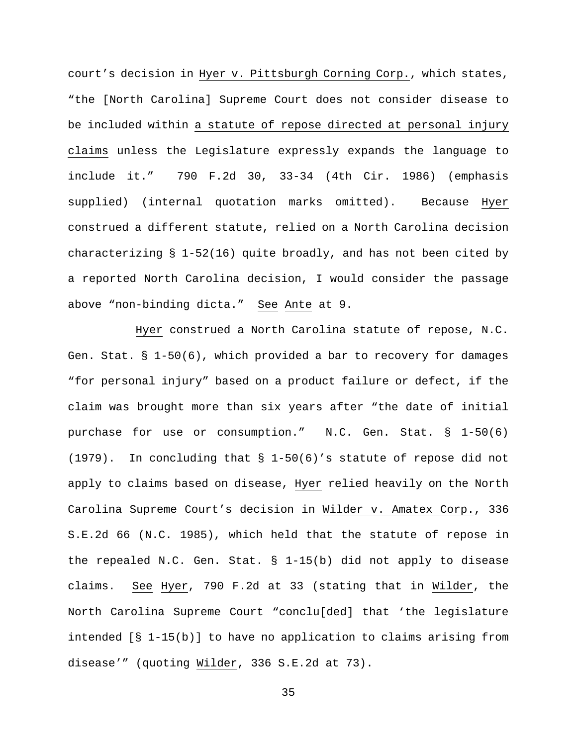court's decision in Hyer v. Pittsburgh Corning Corp., which states, "the [North Carolina] Supreme Court does not consider disease to be included within a statute of repose directed at personal injury claims unless the Legislature expressly expands the language to include it." 790 F.2d 30, 33-34 (4th Cir. 1986) (emphasis supplied) (internal quotation marks omitted). Because Hyer construed a different statute, relied on a North Carolina decision characterizing § 1-52(16) quite broadly, and has not been cited by a reported North Carolina decision, I would consider the passage above "non-binding dicta." See Ante at 9.

Hyer construed a North Carolina statute of repose, N.C. Gen. Stat. § 1-50(6), which provided a bar to recovery for damages "for personal injury" based on a product failure or defect, if the claim was brought more than six years after "the date of initial purchase for use or consumption." N.C. Gen. Stat. § 1-50(6) (1979). In concluding that § 1-50(6)'s statute of repose did not apply to claims based on disease, Hyer relied heavily on the North Carolina Supreme Court's decision in Wilder v. Amatex Corp., 336 S.E.2d 66 (N.C. 1985), which held that the statute of repose in the repealed N.C. Gen. Stat. § 1-15(b) did not apply to disease claims. See Hyer, 790 F.2d at 33 (stating that in Wilder, the North Carolina Supreme Court "conclu[ded] that 'the legislature intended [§ 1-15(b)] to have no application to claims arising from disease'" (quoting Wilder, 336 S.E.2d at 73).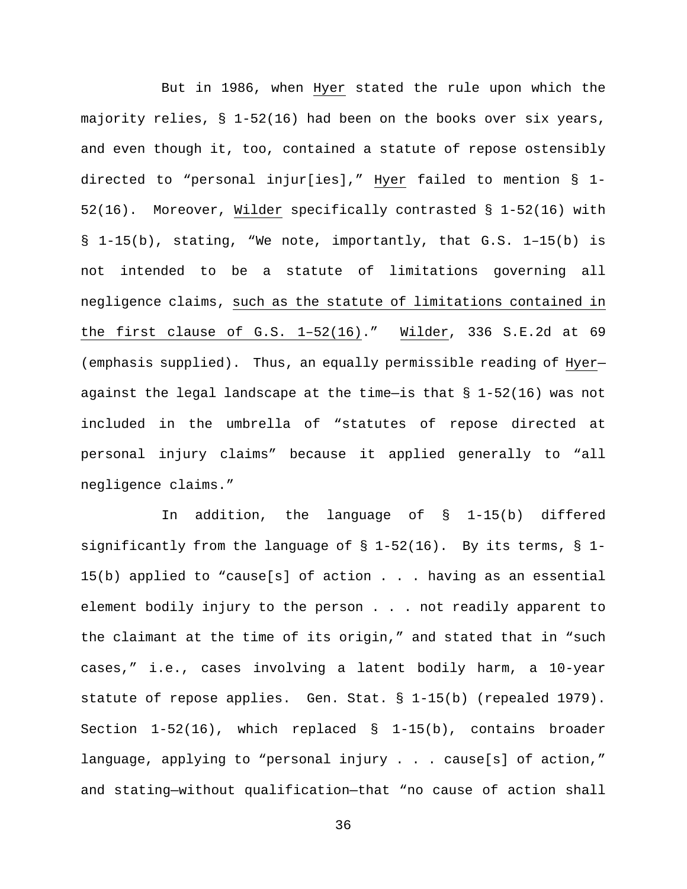But in 1986, when Hyer stated the rule upon which the majority relies, § 1-52(16) had been on the books over six years, and even though it, too, contained a statute of repose ostensibly directed to "personal injur[ies]," Hyer failed to mention § 1-52(16). Moreover, Wilder specifically contrasted § 1-52(16) with § 1-15(b), stating, "We note, importantly, that G.S. 1–15(b) is not intended to be a statute of limitations governing all negligence claims, <u>such as the statute of limitations contained in the first clause of G.S. 1–52(16)</u>." Wilder, 336 S.E.2d at 69 (emphasis supplied). Thus, an equally permissible reading of Hyer—against the legal landscape at the time—is that § 1-52(16) was not included in the umbrella of "statutes of repose directed at personal injury claims" because it applied generally to "all negligence claims."

In addition, the language of § 1-15(b) differed significantly from the language of § 1-52(16). By its terms, § 1-15(b) applied to "cause[s] of action . . . having as an essential element bodily injury to the person . . . not readily apparent to the claimant at the time of its origin," and stated that in "such cases," i.e., cases involving a latent bodily harm, a 10-year statute of repose applies. Gen. Stat. § 1-15(b) (repealed 1979). Section 1-52(16), which replaced § 1-15(b), contains broader language, applying to "personal injury . . . cause[s] of action," and stating—without qualification—that "no cause of action shall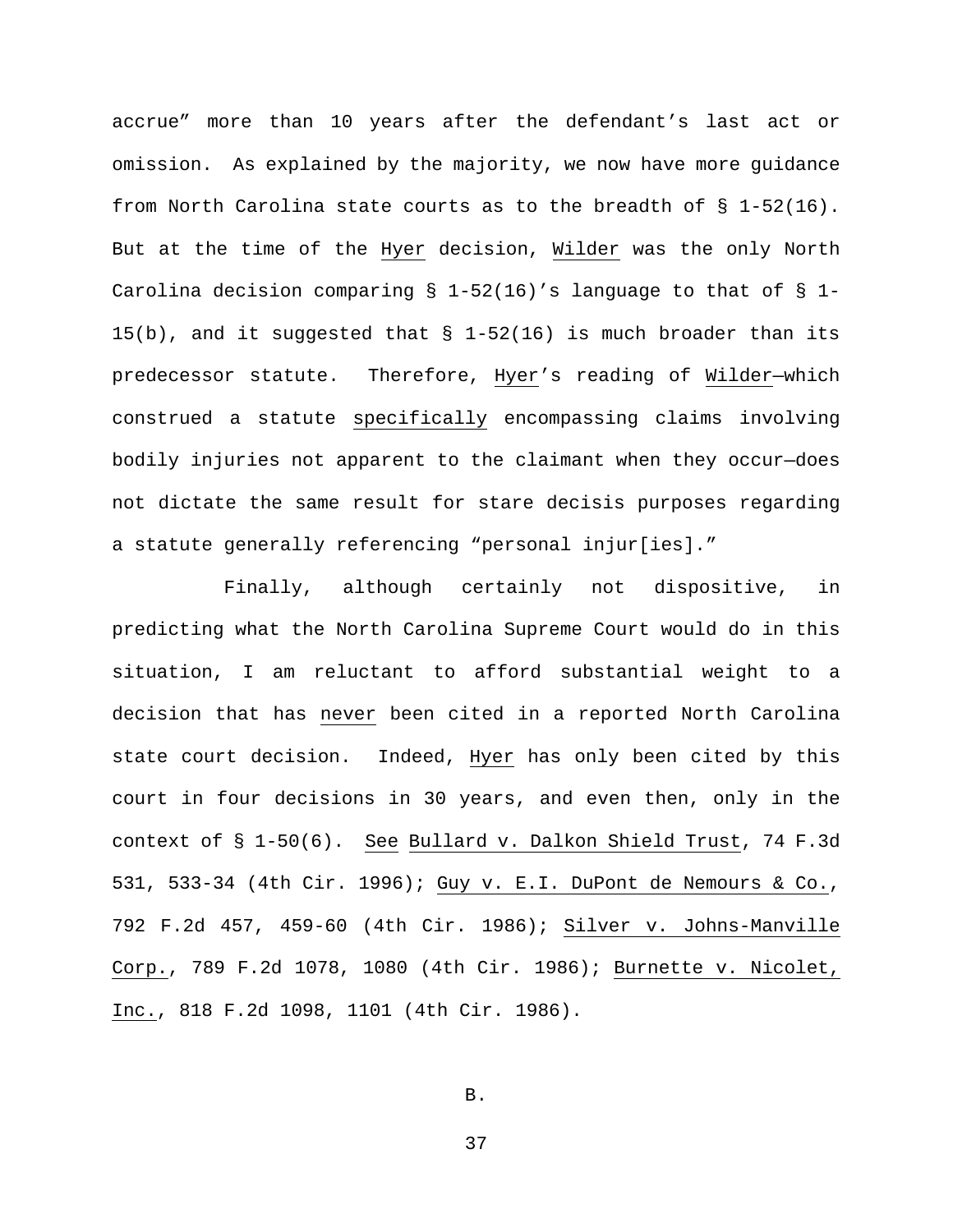accrue" more than 10 years after the defendant's last act or omission. As explained by the majority, we now have more guidance from North Carolina state courts as to the breadth of § 1-52(16). But at the time of the Hyer decision, Wilder was the only North Carolina decision comparing § 1-52(16)'s language to that of § 1-15(b), and it suggested that § 1-52(16) is much broader than its predecessor statute. Therefore, Hyer's reading of Wilder—which construed a statute specifically encompassing claims involving bodily injuries not apparent to the claimant when they occur—does not dictate the same result for stare decisis purposes regarding a statute generally referencing "personal injur[ies]."

Finally, although certainly not dispositive, in predicting what the North Carolina Supreme Court would do in this situation, I am reluctant to afford substantial weight to a decision that has never been cited in a reported North Carolina state court decision. Indeed, Hyer has only been cited by this court in four decisions in 30 years, and even then, only in the context of § 1-50(6). See Bullard v. Dalkon Shield Trust, 74 F.3d 531, 533-34 (4th Cir. 1996); Guy v. E.I. DuPont de Nemours & Co., 792 F.2d 457, 459-60 (4th Cir. 1986); Silver v. Johns-Manville Corp., 789 F.2d 1078, 1080 (4th Cir. 1986); Burnette v. Nicolet, Inc., 818 F.2d 1098, 1101 (4th Cir. 1986).

B.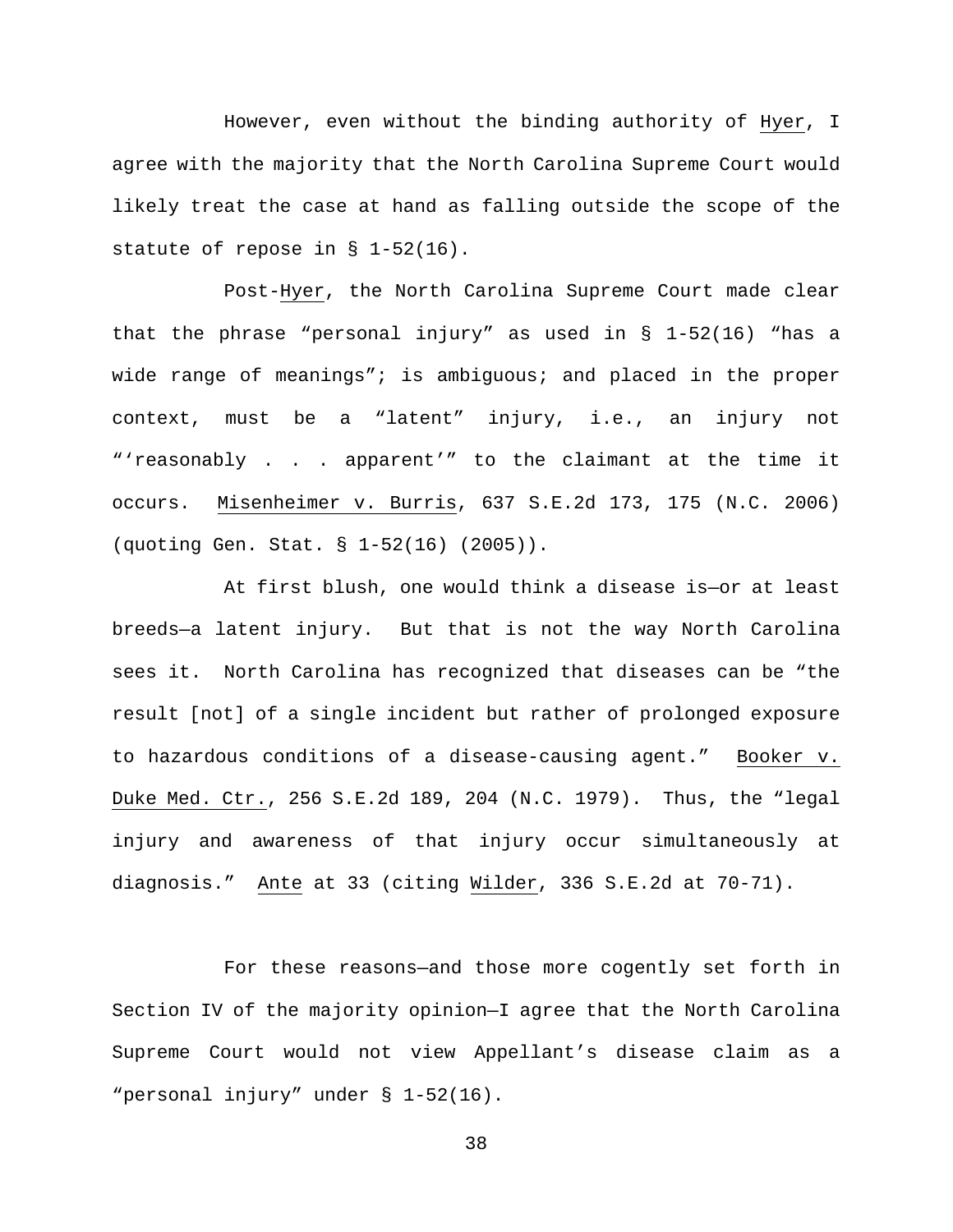However, even without the binding authority of Hyer, I agree with the majority that the North Carolina Supreme Court would likely treat the case at hand as falling outside the scope of the statute of repose in § 1-52(16).

Post-Hyer, the North Carolina Supreme Court made clear that the phrase "personal injury" as used in § 1-52(16) "has a wide range of meanings"; is ambiguous; and placed in the proper context, must be a "latent" injury, i.e., an injury not "'reasonably . . . apparent'" to the claimant at the time it occurs. Misenheimer v. Burris, 637 S.E.2d 173, 175 (N.C. 2006) (quoting Gen. Stat. § 1-52(16) (2005)).

At first blush, one would think a disease is—or at least breeds—a latent injury. But that is not the way North Carolina sees it. North Carolina has recognized that diseases can be "the result [not] of a single incident but rather of prolonged exposure to hazardous conditions of a disease-causing agent." Booker v. Duke Med. Ctr., 256 S.E.2d 189, 204 (N.C. 1979). Thus, the "legal injury and awareness of that injury occur simultaneously at diagnosis." Ante at 33 (citing Wilder, 336 S.E.2d at 70-71).

For these reasons—and those more cogently set forth in Section IV of the majority opinion—I agree that the North Carolina Supreme Court would not view Appellant's disease claim as a "personal injury" under § 1-52(16).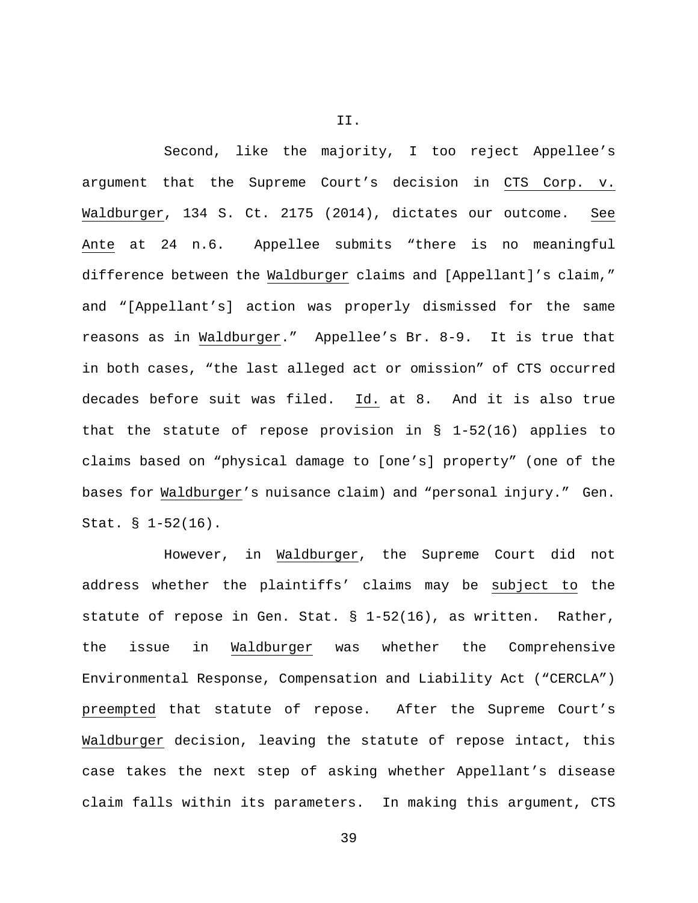II.

Second, like the majority, I too reject Appellee's argument that the Supreme Court's decision in CTS Corp. v. Waldburger, 134 S. Ct. 2175 (2014), dictates our outcome. See Ante at 24 n.6. Appellee submits "there is no meaningful difference between the Waldburger claims and [Appellant]'s claim," and "[Appellant's] action was properly dismissed for the same reasons as in Waldburger." Appellee's Br. 8-9. It is true that in both cases, "the last alleged act or omission" of CTS occurred decades before suit was filed. Id. at 8. And it is also true that the statute of repose provision in § 1-52(16) applies to claims based on "physical damage to [one's] property" (one of the bases for Waldburger's nuisance claim) and "personal injury." Gen. Stat. § 1-52(16).

However, in Waldburger, the Supreme Court did not address whether the plaintiffs' claims may be subject to the statute of repose in Gen. Stat. § 1-52(16), as written. Rather, the issue in Waldburger was whether the Comprehensive Environmental Response, Compensation and Liability Act ("CERCLA") preempted that statute of repose. After the Supreme Court's Waldburger decision, leaving the statute of repose intact, this case takes the next step of asking whether Appellant's disease claim falls within its parameters. In making this argument, CTS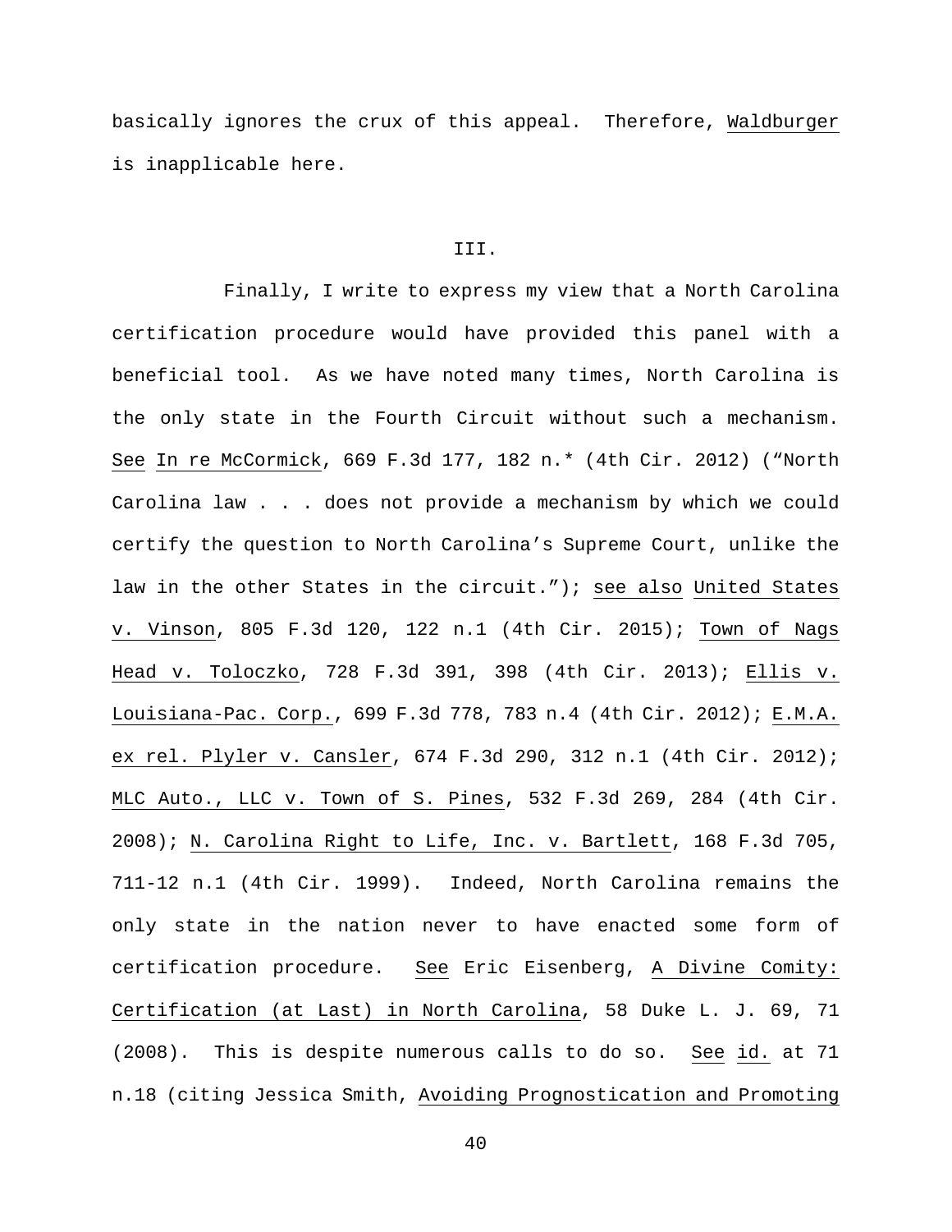basically ignores the crux of this appeal. Therefore, Waldburger is inapplicable here.

## III.

Finally, I write to express my view that a North Carolina certification procedure would have provided this panel with a beneficial tool. As we have noted many times, North Carolina is the only state in the Fourth Circuit without such a mechanism. See In re McCormick, 669 F.3d 177, 182 n.* (4th Cir. 2012) ("North Carolina law . . . does not provide a mechanism by which we could certify the question to North Carolina's Supreme Court, unlike the law in the other States in the circuit."); see also United States v. Vinson, 805 F.3d 120, 122 n.1 (4th Cir. 2015); Town of Nags Head v. Toloczko, 728 F.3d 391, 398 (4th Cir. 2013); Ellis v. Louisiana-Pac. Corp., 699 F.3d 778, 783 n.4 (4th Cir. 2012); E.M.A. ex rel. Plyler v. Cansler, 674 F.3d 290, 312 n.1 (4th Cir. 2012); MLC Auto., LLC v. Town of S. Pines, 532 F.3d 269, 284 (4th Cir. 2008); N. Carolina Right to Life, Inc. v. Bartlett, 168 F.3d 705, 711-12 n.1 (4th Cir. 1999). Indeed, North Carolina remains the only state in the nation never to have enacted some form of certification procedure. See Eric Eisenberg, A Divine Comity: Certification (at Last) in North Carolina, 58 Duke L. J. 69, 71 (2008). This is despite numerous calls to do so. See id. at 71 n.18 (citing Jessica Smith, Avoiding Prognostication and Promoting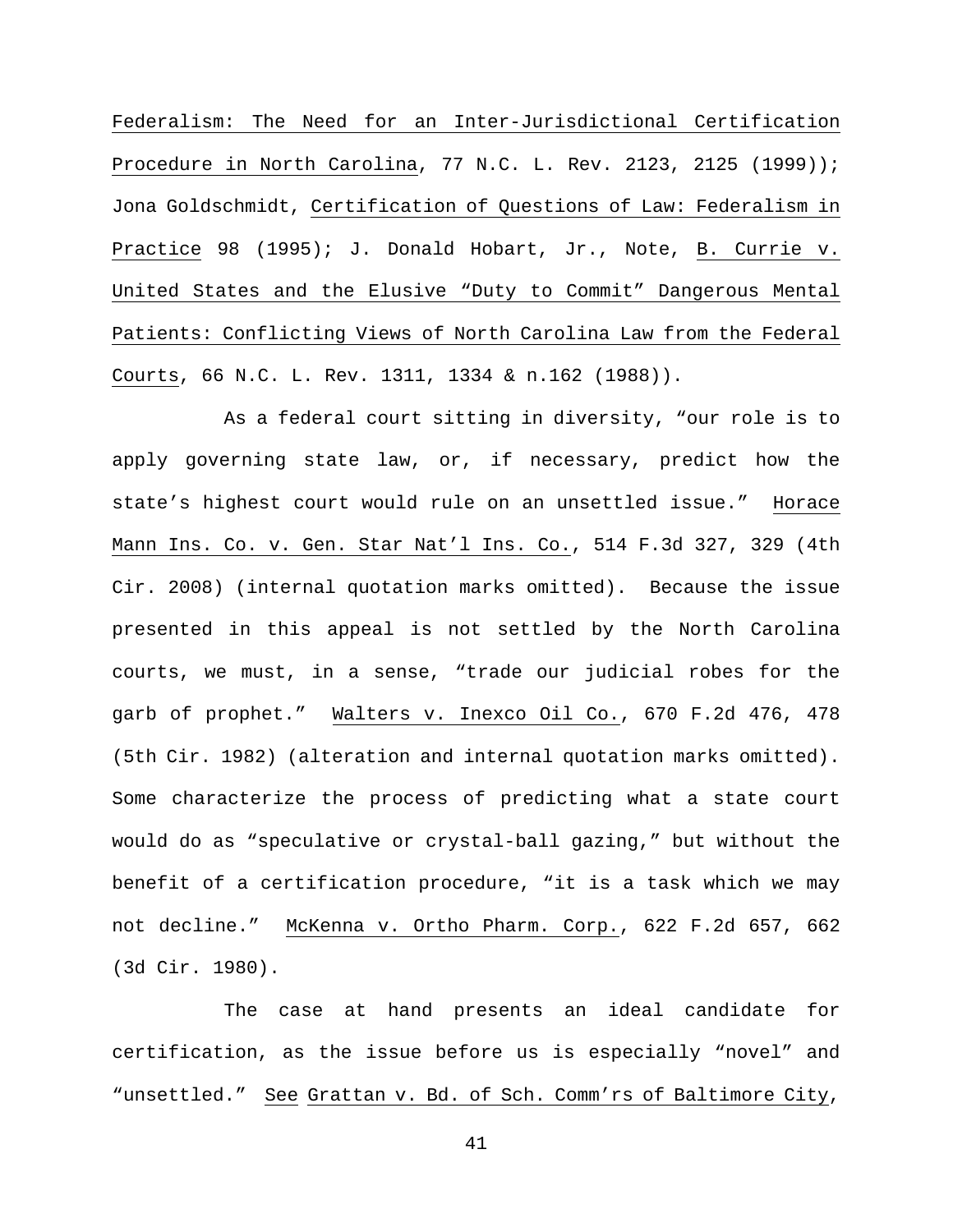Federalism: The Need for an Inter-Jurisdictional Certification Procedure in North Carolina, 77 N.C. L. Rev. 2123, 2125 (1999)); Jona Goldschmidt, Certification of Questions of Law: Federalism in Practice 98 (1995); J. Donald Hobart, Jr., Note, B. Currie v. United States and the Elusive "Duty to Commit" Dangerous Mental Patients: Conflicting Views of North Carolina Law from the Federal Courts, 66 N.C. L. Rev. 1311, 1334 & n.162 (1988)).

As a federal court sitting in diversity, "our role is to apply governing state law, or, if necessary, predict how the state's highest court would rule on an unsettled issue." Horace Mann Ins. Co. v. Gen. Star Nat'l Ins. Co., 514 F.3d 327, 329 (4th Cir. 2008) (internal quotation marks omitted). Because the issue presented in this appeal is not settled by the North Carolina courts, we must, in a sense, "trade our judicial robes for the garb of prophet." Walters v. Inexco Oil Co., 670 F.2d 476, 478 (5th Cir. 1982) (alteration and internal quotation marks omitted). Some characterize the process of predicting what a state court would do as "speculative or crystal-ball gazing," but without the benefit of a certification procedure, "it is a task which we may not decline." McKenna v. Ortho Pharm. Corp., 622 F.2d 657, 662 (3d Cir. 1980).

The case at hand presents an ideal candidate for certification, as the issue before us is especially "novel" and "unsettled." See Grattan v. Bd. of Sch. Comm'rs of Baltimore City,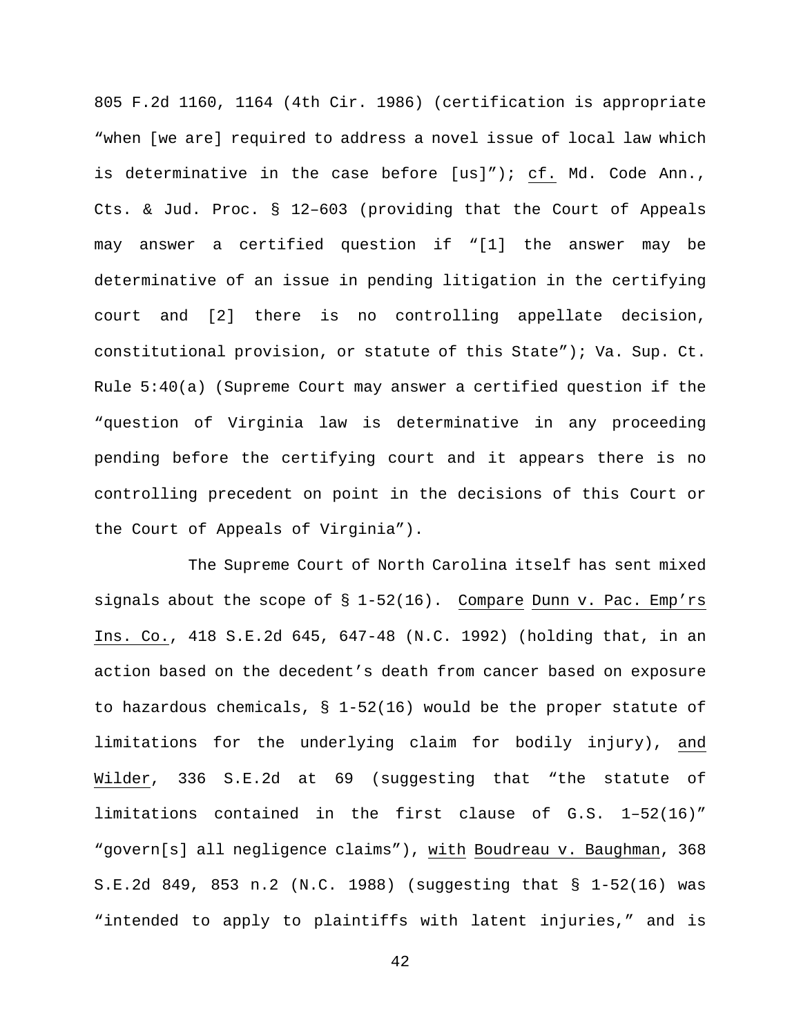805 F.2d 1160, 1164 (4th Cir. 1986) (certification is appropriate "when [we are] required to address a novel issue of local law which is determinative in the case before [us]"); cf. Md. Code Ann., Cts. & Jud. Proc. § 12–603 (providing that the Court of Appeals may answer a certified question if "[1] the answer may be determinative of an issue in pending litigation in the certifying court and [2] there is no controlling appellate decision, constitutional provision, or statute of this State"); Va. Sup. Ct. Rule 5:40(a) (Supreme Court may answer a certified question if the "question of Virginia law is determinative in any proceeding pending before the certifying court and it appears there is no controlling precedent on point in the decisions of this Court or the Court of Appeals of Virginia").

The Supreme Court of North Carolina itself has sent mixed signals about the scope of § 1-52(16). Compare Dunn v. Pac. Emp'rs Ins. Co., 418 S.E.2d 645, 647-48 (N.C. 1992) (holding that, in an action based on the decedent's death from cancer based on exposure to hazardous chemicals, § 1-52(16) would be the proper statute of limitations for the underlying claim for bodily injury), and Wilder, 336 S.E.2d at 69 (suggesting that "the statute of limitations contained in the first clause of G.S. 1–52(16)" "govern[s] all negligence claims"), with Boudreau v. Baughman, 368 S.E.2d 849, 853 n.2 (N.C. 1988) (suggesting that § 1-52(16) was "intended to apply to plaintiffs with latent injuries," and is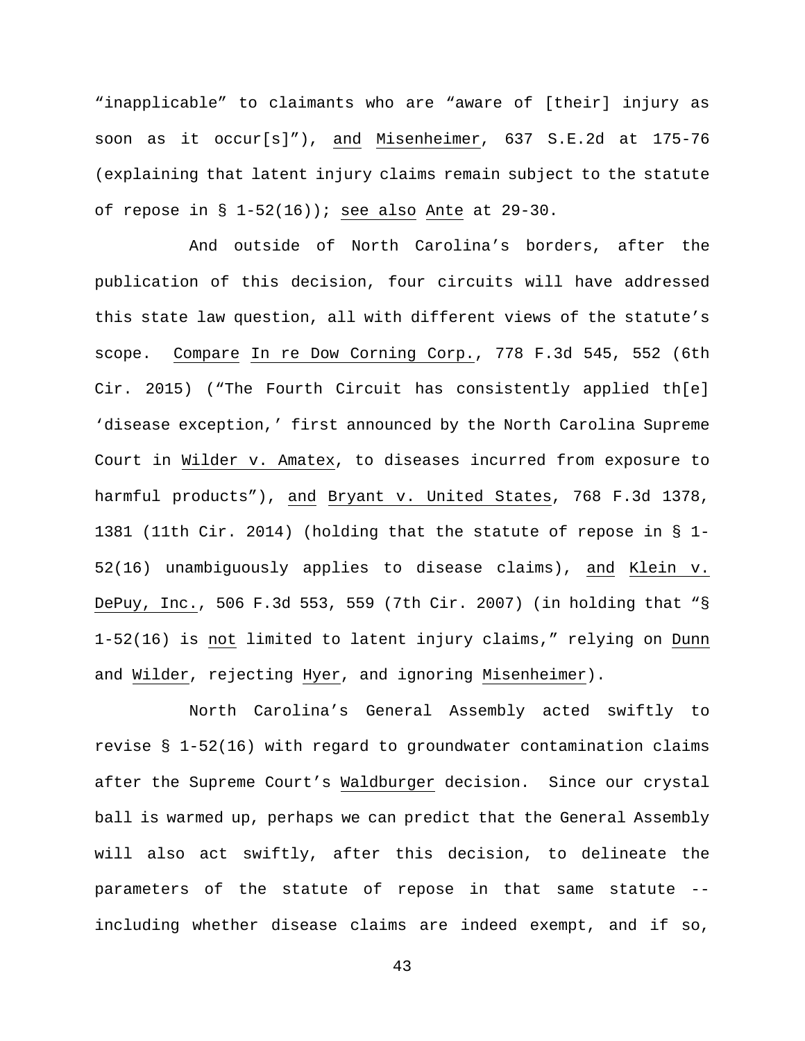"inapplicable" to claimants who are "aware of [their] injury as soon as it occur[s]"), and Misenheimer, 637 S.E.2d at 175-76 (explaining that latent injury claims remain subject to the statute of repose in § 1-52(16)); see also Ante at 29-30.

And outside of North Carolina's borders, after the publication of this decision, four circuits will have addressed this state law question, all with different views of the statute's scope. Compare In re Dow Corning Corp., 778 F.3d 545, 552 (6th Cir. 2015) ("The Fourth Circuit has consistently applied th[e] 'disease exception,' first announced by the North Carolina Supreme Court in Wilder v. Amatex, to diseases incurred from exposure to harmful products"), and Bryant v. United States, 768 F.3d 1378, 1381 (11th Cir. 2014) (holding that the statute of repose in § 1-52(16) unambiguously applies to disease claims), and Klein v. DePuy, Inc., 506 F.3d 553, 559 (7th Cir. 2007) (in holding that "§ 1-52(16) is not limited to latent injury claims," relying on Dunn and Wilder, rejecting Hyer, and ignoring Misenheimer).

North Carolina's General Assembly acted swiftly to revise § 1-52(16) with regard to groundwater contamination claims after the Supreme Court's Waldburger decision. Since our crystal ball is warmed up, perhaps we can predict that the General Assembly will also act swiftly, after this decision, to delineate the parameters of the statute of repose in that same statute -- including whether disease claims are indeed exempt, and if so,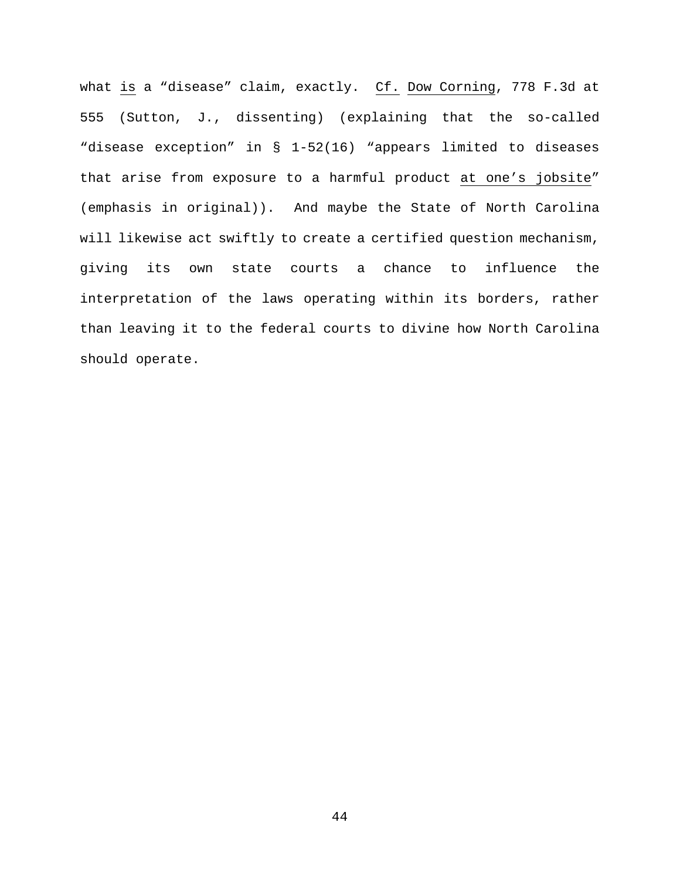what _is_ a "disease" claim, exactly. _Cf._ _Dow Corning_, 778 F.3d at 555 (Sutton, J., dissenting) (explaining that the so-called "disease exception" in § 1-52(16) "appears limited to diseases that arise from exposure to a harmful product _at one's jobsite_" (emphasis in original)). And maybe the State of North Carolina will likewise act swiftly to create a certified question mechanism, giving its own state courts a chance to influence the interpretation of the laws operating within its borders, rather than leaving it to the federal courts to divine how North Carolina should operate.